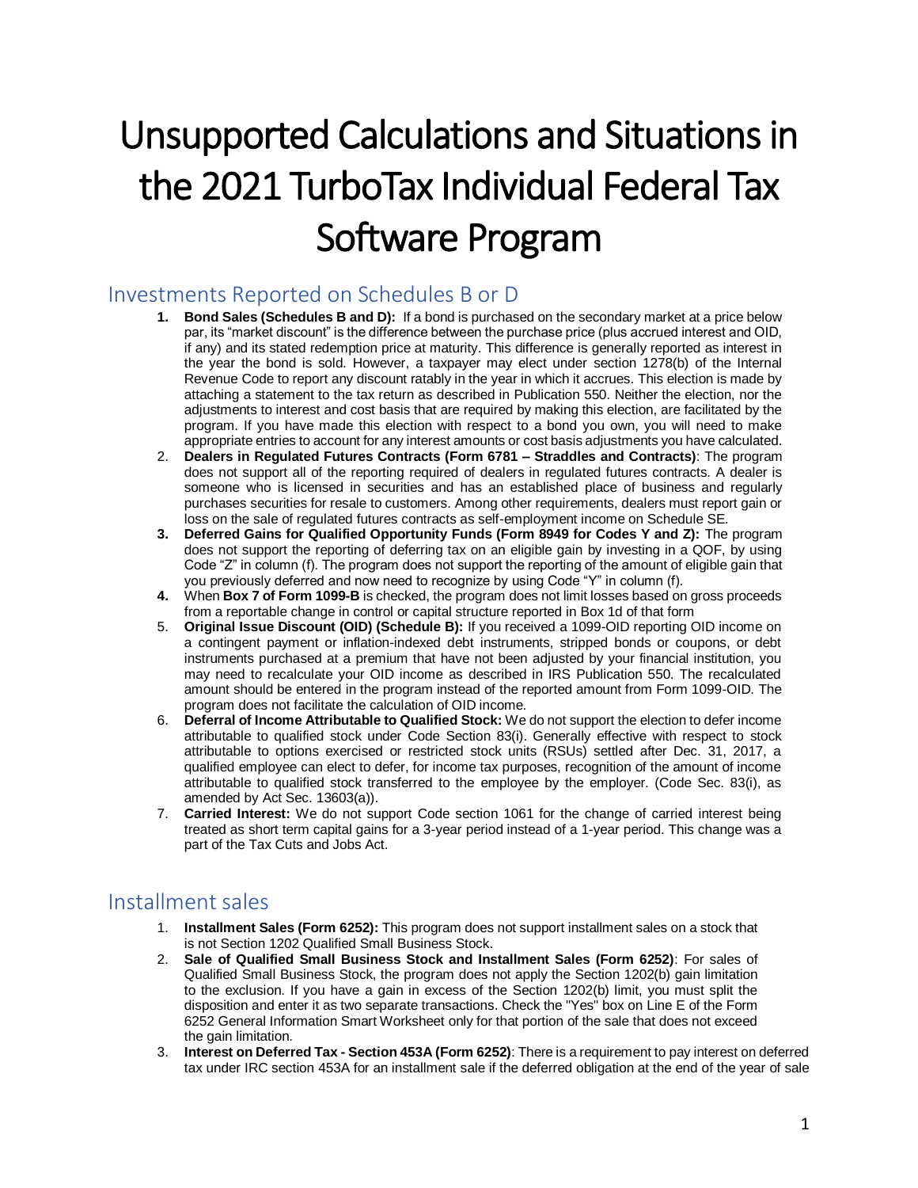# Unsupported Calculations and Situations in the 2021 TurboTax Individual Federal Tax Software Program

## Investments Reported on Schedules B or D

1. **Bond Sales (Schedules B and D):** If a bond is purchased on the secondary market at a price below par, its "market discount" is the difference between the purchase price (plus accrued interest and OID, if any) and its stated redemption price at maturity. This difference is generally reported as interest in the year the bond is sold. However, a taxpayer may elect under section 1278(b) of the Internal Revenue Code to report any discount ratably in the year in which it accrues. This election is made by attaching a statement to the tax return as described in Publication 550. Neither the election, nor the adjustments to interest and cost basis that are required by making this election, are facilitated by the program. If you have made this election with respect to a bond you own, you will need to make appropriate entries to account for any interest amounts or cost basis adjustments you have calculated.
2. **Dealers in Regulated Futures Contracts (Form 6781 – Straddles and Contracts)**: The program does not support all of the reporting required of dealers in regulated futures contracts. A dealer is someone who is licensed in securities and has an established place of business and regularly purchases securities for resale to customers. Among other requirements, dealers must report gain or loss on the sale of regulated futures contracts as self-employment income on Schedule SE.
3. **Deferred Gains for Qualified Opportunity Funds (Form 8949 for Codes Y and Z):** The program does not support the reporting of deferring tax on an eligible gain by investing in a QOF, by using Code "Z" in column (f). The program does not support the reporting of the amount of eligible gain that you previously deferred and now need to recognize by using Code "Y" in column (f).
4. When **Box 7 of Form 1099-B** is checked, the program does not limit losses based on gross proceeds from a reportable change in control or capital structure reported in Box 1d of that form
5. **Original Issue Discount (OID) (Schedule B):** If you received a 1099-OID reporting OID income on a contingent payment or inflation-indexed debt instruments, stripped bonds or coupons, or debt instruments purchased at a premium that have not been adjusted by your financial institution, you may need to recalculate your OID income as described in IRS Publication 550. The recalculated amount should be entered in the program instead of the reported amount from Form 1099-OID. The program does not facilitate the calculation of OID income.
6. **Deferral of Income Attributable to Qualified Stock:** We do not support the election to defer income attributable to qualified stock under Code Section 83(i). Generally effective with respect to stock attributable to options exercised or restricted stock units (RSUs) settled after Dec. 31, 2017, a qualified employee can elect to defer, for income tax purposes, recognition of the amount of income attributable to qualified stock transferred to the employee by the employer. (Code Sec. 83(i), as amended by Act Sec. 13603(a)).
7. **Carried Interest:** We do not support Code section 1061 for the change of carried interest being treated as short term capital gains for a 3-year period instead of a 1-year period. This change was a part of the Tax Cuts and Jobs Act.

## Installment sales

1. **Installment Sales (Form 6252):** This program does not support installment sales on a stock that is not Section 1202 Qualified Small Business Stock.
2. **Sale of Qualified Small Business Stock and Installment Sales (Form 6252)**: For sales of Qualified Small Business Stock, the program does not apply the Section 1202(b) gain limitation to the exclusion. If you have a gain in excess of the Section 1202(b) limit, you must split the disposition and enter it as two separate transactions. Check the "Yes" box on Line E of the Form 6252 General Information Smart Worksheet only for that portion of the sale that does not exceed the gain limitation.
3. **Interest on Deferred Tax - Section 453A (Form 6252)**: There is a requirement to pay interest on deferred tax under IRC section 453A for an installment sale if the deferred obligation at the end of the year of sale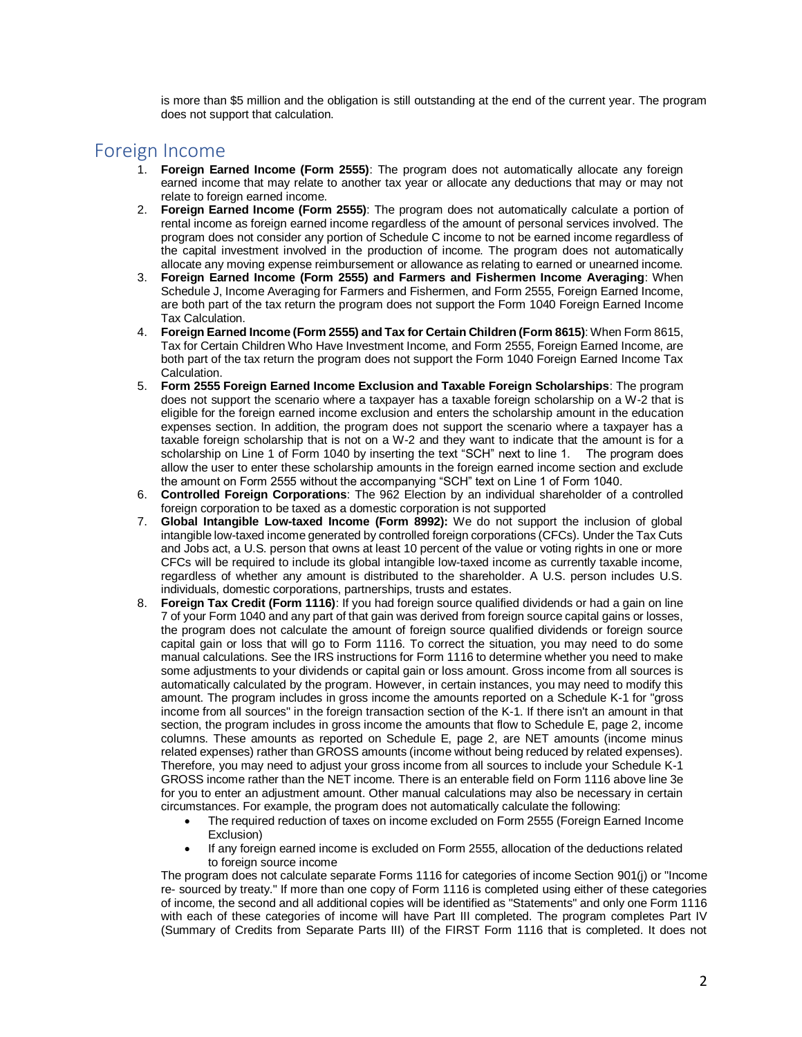is more than $5 million and the obligation is still outstanding at the end of the current year. The program does not support that calculation.

## Foreign Income

1. **Foreign Earned Income (Form 2555)**: The program does not automatically allocate any foreign earned income that may relate to another tax year or allocate any deductions that may or may not relate to foreign earned income.
2. **Foreign Earned Income (Form 2555)**: The program does not automatically calculate a portion of rental income as foreign earned income regardless of the amount of personal services involved. The program does not consider any portion of Schedule C income to not be earned income regardless of the capital investment involved in the production of income. The program does not automatically allocate any moving expense reimbursement or allowance as relating to earned or unearned income.
3. **Foreign Earned Income (Form 2555) and Farmers and Fishermen Income Averaging**: When Schedule J, Income Averaging for Farmers and Fishermen, and Form 2555, Foreign Earned Income, are both part of the tax return the program does not support the Form 1040 Foreign Earned Income Tax Calculation.
4. **Foreign Earned Income (Form 2555) and Tax for Certain Children (Form 8615)**: When Form 8615, Tax for Certain Children Who Have Investment Income, and Form 2555, Foreign Earned Income, are both part of the tax return the program does not support the Form 1040 Foreign Earned Income Tax Calculation.
5. **Form 2555 Foreign Earned Income Exclusion and Taxable Foreign Scholarships**: The program does not support the scenario where a taxpayer has a taxable foreign scholarship on a W-2 that is eligible for the foreign earned income exclusion and enters the scholarship amount in the education expenses section. In addition, the program does not support the scenario where a taxpayer has a taxable foreign scholarship that is not on a W-2 and they want to indicate that the amount is for a scholarship on Line 1 of Form 1040 by inserting the text "SCH" next to line 1. The program does allow the user to enter these scholarship amounts in the foreign earned income section and exclude the amount on Form 2555 without the accompanying "SCH" text on Line 1 of Form 1040.
6. **Controlled Foreign Corporations**: The 962 Election by an individual shareholder of a controlled foreign corporation to be taxed as a domestic corporation is not supported
7. **Global Intangible Low-taxed Income (Form 8992):** We do not support the inclusion of global intangible low-taxed income generated by controlled foreign corporations (CFCs). Under the Tax Cuts and Jobs act, a U.S. person that owns at least 10 percent of the value or voting rights in one or more CFCs will be required to include its global intangible low-taxed income as currently taxable income, regardless of whether any amount is distributed to the shareholder. A U.S. person includes U.S. individuals, domestic corporations, partnerships, trusts and estates.
8. **Foreign Tax Credit (Form 1116)**: If you had foreign source qualified dividends or had a gain on line 7 of your Form 1040 and any part of that gain was derived from foreign source capital gains or losses, the program does not calculate the amount of foreign source qualified dividends or foreign source capital gain or loss that will go to Form 1116. To correct the situation, you may need to do some manual calculations. See the IRS instructions for Form 1116 to determine whether you need to make some adjustments to your dividends or capital gain or loss amount. Gross income from all sources is automatically calculated by the program. However, in certain instances, you may need to modify this amount. The program includes in gross income the amounts reported on a Schedule K-1 for "gross income from all sources" in the foreign transaction section of the K-1. If there isn't an amount in that section, the program includes in gross income the amounts that flow to Schedule E, page 2, income columns. These amounts as reported on Schedule E, page 2, are NET amounts (income minus related expenses) rather than GROSS amounts (income without being reduced by related expenses). Therefore, you may need to adjust your gross income from all sources to include your Schedule K-1 GROSS income rather than the NET income. There is an enterable field on Form 1116 above line 3e for you to enter an adjustment amount. Other manual calculations may also be necessary in certain circumstances. For example, the program does not automatically calculate the following:
   - The required reduction of taxes on income excluded on Form 2555 (Foreign Earned Income Exclusion)
   - If any foreign earned income is excluded on Form 2555, allocation of the deductions related to foreign source income

   The program does not calculate separate Forms 1116 for categories of income Section 901(j) or "Income re- sourced by treaty." If more than one copy of Form 1116 is completed using either of these categories of income, the second and all additional copies will be identified as "Statements" and only one Form 1116 with each of these categories of income will have Part III completed. The program completes Part IV (Summary of Credits from Separate Parts III) of the FIRST Form 1116 that is completed. It does not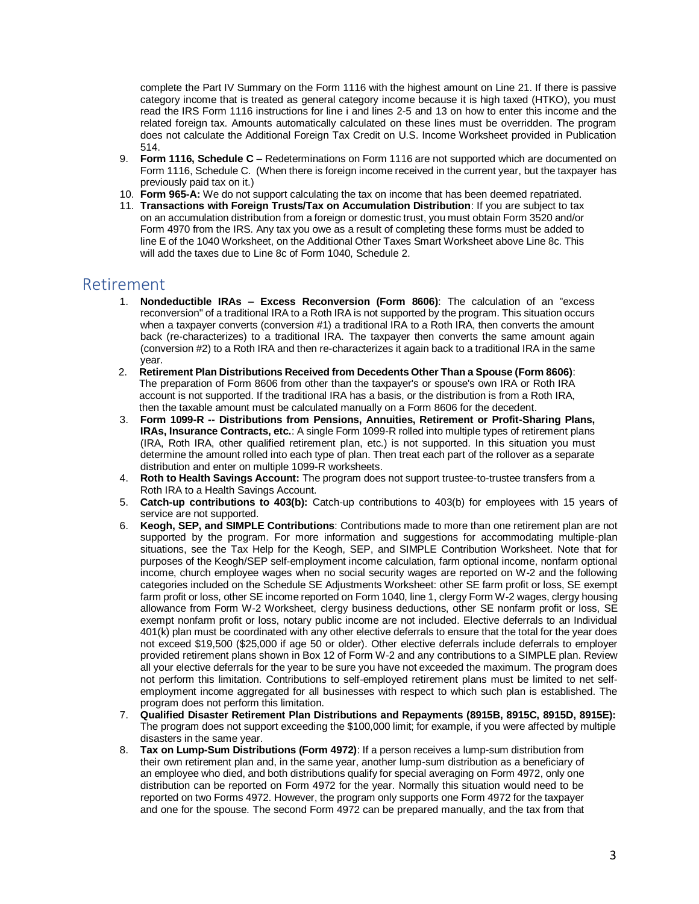complete the Part IV Summary on the Form 1116 with the highest amount on Line 21. If there is passive category income that is treated as general category income because it is high taxed (HTKO), you must read the IRS Form 1116 instructions for line i and lines 2-5 and 13 on how to enter this income and the related foreign tax. Amounts automatically calculated on these lines must be overridden. The program does not calculate the Additional Foreign Tax Credit on U.S. Income Worksheet provided in Publication 514.

9. **Form 1116, Schedule C** – Redeterminations on Form 1116 are not supported which are documented on Form 1116, Schedule C. (When there is foreign income received in the current year, but the taxpayer has previously paid tax on it.)
10. **Form 965-A:** We do not support calculating the tax on income that has been deemed repatriated.
11. **Transactions with Foreign Trusts/Tax on Accumulation Distribution**: If you are subject to tax on an accumulation distribution from a foreign or domestic trust, you must obtain Form 3520 and/or Form 4970 from the IRS. Any tax you owe as a result of completing these forms must be added to line E of the 1040 Worksheet, on the Additional Other Taxes Smart Worksheet above Line 8c. This will add the taxes due to Line 8c of Form 1040, Schedule 2.

## Retirement

1. **Nondeductible IRAs – Excess Reconversion (Form 8606)**: The calculation of an "excess reconversion" of a traditional IRA to a Roth IRA is not supported by the program. This situation occurs when a taxpayer converts (conversion #1) a traditional IRA to a Roth IRA, then converts the amount back (re-characterizes) to a traditional IRA. The taxpayer then converts the same amount again (conversion #2) to a Roth IRA and then re-characterizes it again back to a traditional IRA in the same year.
2. **Retirement Plan Distributions Received from Decedents Other Than a Spouse (Form 8606)**: The preparation of Form 8606 from other than the taxpayer's or spouse's own IRA or Roth IRA account is not supported. If the traditional IRA has a basis, or the distribution is from a Roth IRA, then the taxable amount must be calculated manually on a Form 8606 for the decedent.
3. **Form 1099-R -- Distributions from Pensions, Annuities, Retirement or Profit-Sharing Plans, IRAs, Insurance Contracts, etc.**: A single Form 1099-R rolled into multiple types of retirement plans (IRA, Roth IRA, other qualified retirement plan, etc.) is not supported. In this situation you must determine the amount rolled into each type of plan. Then treat each part of the rollover as a separate distribution and enter on multiple 1099-R worksheets.
4. **Roth to Health Savings Account:** The program does not support trustee-to-trustee transfers from a Roth IRA to a Health Savings Account.
5. **Catch-up contributions to 403(b):** Catch-up contributions to 403(b) for employees with 15 years of service are not supported.
6. **Keogh, SEP, and SIMPLE Contributions**: Contributions made to more than one retirement plan are not supported by the program. For more information and suggestions for accommodating multiple-plan situations, see the Tax Help for the Keogh, SEP, and SIMPLE Contribution Worksheet. Note that for purposes of the Keogh/SEP self-employment income calculation, farm optional income, nonfarm optional income, church employee wages when no social security wages are reported on W-2 and the following categories included on the Schedule SE Adjustments Worksheet: other SE farm profit or loss, SE exempt farm profit or loss, other SE income reported on Form 1040, line 1, clergy Form W-2 wages, clergy housing allowance from Form W-2 Worksheet, clergy business deductions, other SE nonfarm profit or loss, SE exempt nonfarm profit or loss, notary public income are not included. Elective deferrals to an Individual 401(k) plan must be coordinated with any other elective deferrals to ensure that the total for the year does not exceed $19,500 ($25,000 if age 50 or older). Other elective deferrals include deferrals to employer provided retirement plans shown in Box 12 of Form W-2 and any contributions to a SIMPLE plan. Review all your elective deferrals for the year to be sure you have not exceeded the maximum. The program does not perform this limitation. Contributions to self-employed retirement plans must be limited to net self-employment income aggregated for all businesses with respect to which such plan is established. The program does not perform this limitation.
7. **Qualified Disaster Retirement Plan Distributions and Repayments (8915B, 8915C, 8915D, 8915E):** The program does not support exceeding the $100,000 limit; for example, if you were affected by multiple disasters in the same year.
8. **Tax on Lump-Sum Distributions (Form 4972)**: If a person receives a lump-sum distribution from their own retirement plan and, in the same year, another lump-sum distribution as a beneficiary of an employee who died, and both distributions qualify for special averaging on Form 4972, only one distribution can be reported on Form 4972 for the year. Normally this situation would need to be reported on two Forms 4972. However, the program only supports one Form 4972 for the taxpayer and one for the spouse. The second Form 4972 can be prepared manually, and the tax from that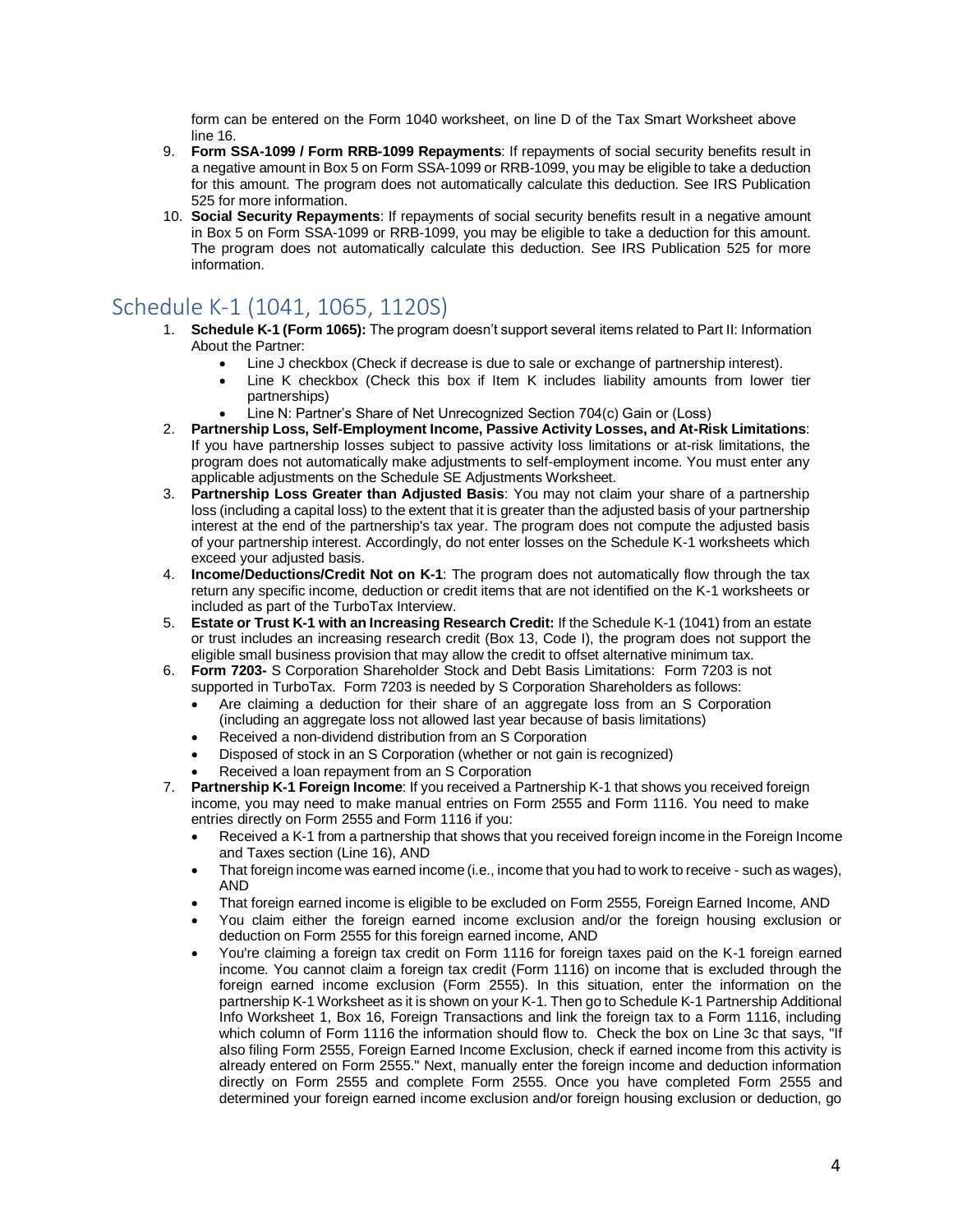form can be entered on the Form 1040 worksheet, on line D of the Tax Smart Worksheet above line 16.

9. **Form SSA-1099 / Form RRB-1099 Repayments**: If repayments of social security benefits result in a negative amount in Box 5 on Form SSA-1099 or RRB-1099, you may be eligible to take a deduction for this amount. The program does not automatically calculate this deduction. See IRS Publication 525 for more information.
10. **Social Security Repayments**: If repayments of social security benefits result in a negative amount in Box 5 on Form SSA-1099 or RRB-1099, you may be eligible to take a deduction for this amount. The program does not automatically calculate this deduction. See IRS Publication 525 for more information.

## Schedule K-1 (1041, 1065, 1120S)

1. **Schedule K-1 (Form 1065):** The program doesn't support several items related to Part II: Information About the Partner:
   - Line J checkbox (Check if decrease is due to sale or exchange of partnership interest).
   - Line K checkbox (Check this box if Item K includes liability amounts from lower tier partnerships)
   - Line N: Partner's Share of Net Unrecognized Section 704(c) Gain or (Loss)
2. **Partnership Loss, Self-Employment Income, Passive Activity Losses, and At-Risk Limitations**: If you have partnership losses subject to passive activity loss limitations or at-risk limitations, the program does not automatically make adjustments to self-employment income. You must enter any applicable adjustments on the Schedule SE Adjustments Worksheet.
3. **Partnership Loss Greater than Adjusted Basis**: You may not claim your share of a partnership loss (including a capital loss) to the extent that it is greater than the adjusted basis of your partnership interest at the end of the partnership's tax year. The program does not compute the adjusted basis of your partnership interest. Accordingly, do not enter losses on the Schedule K-1 worksheets which exceed your adjusted basis.
4. **Income/Deductions/Credit Not on K-1**: The program does not automatically flow through the tax return any specific income, deduction or credit items that are not identified on the K-1 worksheets or included as part of the TurboTax Interview.
5. **Estate or Trust K-1 with an Increasing Research Credit:** If the Schedule K-1 (1041) from an estate or trust includes an increasing research credit (Box 13, Code I), the program does not support the eligible small business provision that may allow the credit to offset alternative minimum tax.
6. **Form 7203-** S Corporation Shareholder Stock and Debt Basis Limitations: Form 7203 is not supported in TurboTax. Form 7203 is needed by S Corporation Shareholders as follows:
   - Are claiming a deduction for their share of an aggregate loss from an S Corporation (including an aggregate loss not allowed last year because of basis limitations)
   - Received a non-dividend distribution from an S Corporation
   - Disposed of stock in an S Corporation (whether or not gain is recognized)
   - Received a loan repayment from an S Corporation
7. **Partnership K-1 Foreign Income**: If you received a Partnership K-1 that shows you received foreign income, you may need to make manual entries on Form 2555 and Form 1116. You need to make entries directly on Form 2555 and Form 1116 if you:
   - Received a K-1 from a partnership that shows that you received foreign income in the Foreign Income and Taxes section (Line 16), AND
   - That foreign income was earned income (i.e., income that you had to work to receive - such as wages), AND
   - That foreign earned income is eligible to be excluded on Form 2555, Foreign Earned Income, AND
   - You claim either the foreign earned income exclusion and/or the foreign housing exclusion or deduction on Form 2555 for this foreign earned income, AND
   - You're claiming a foreign tax credit on Form 1116 for foreign taxes paid on the K-1 foreign earned income. You cannot claim a foreign tax credit (Form 1116) on income that is excluded through the foreign earned income exclusion (Form 2555). In this situation, enter the information on the partnership K-1 Worksheet as it is shown on your K-1. Then go to Schedule K-1 Partnership Additional Info Worksheet 1, Box 16, Foreign Transactions and link the foreign tax to a Form 1116, including which column of Form 1116 the information should flow to. Check the box on Line 3c that says, "If also filing Form 2555, Foreign Earned Income Exclusion, check if earned income from this activity is already entered on Form 2555." Next, manually enter the foreign income and deduction information directly on Form 2555 and complete Form 2555. Once you have completed Form 2555 and determined your foreign earned income exclusion and/or foreign housing exclusion or deduction, go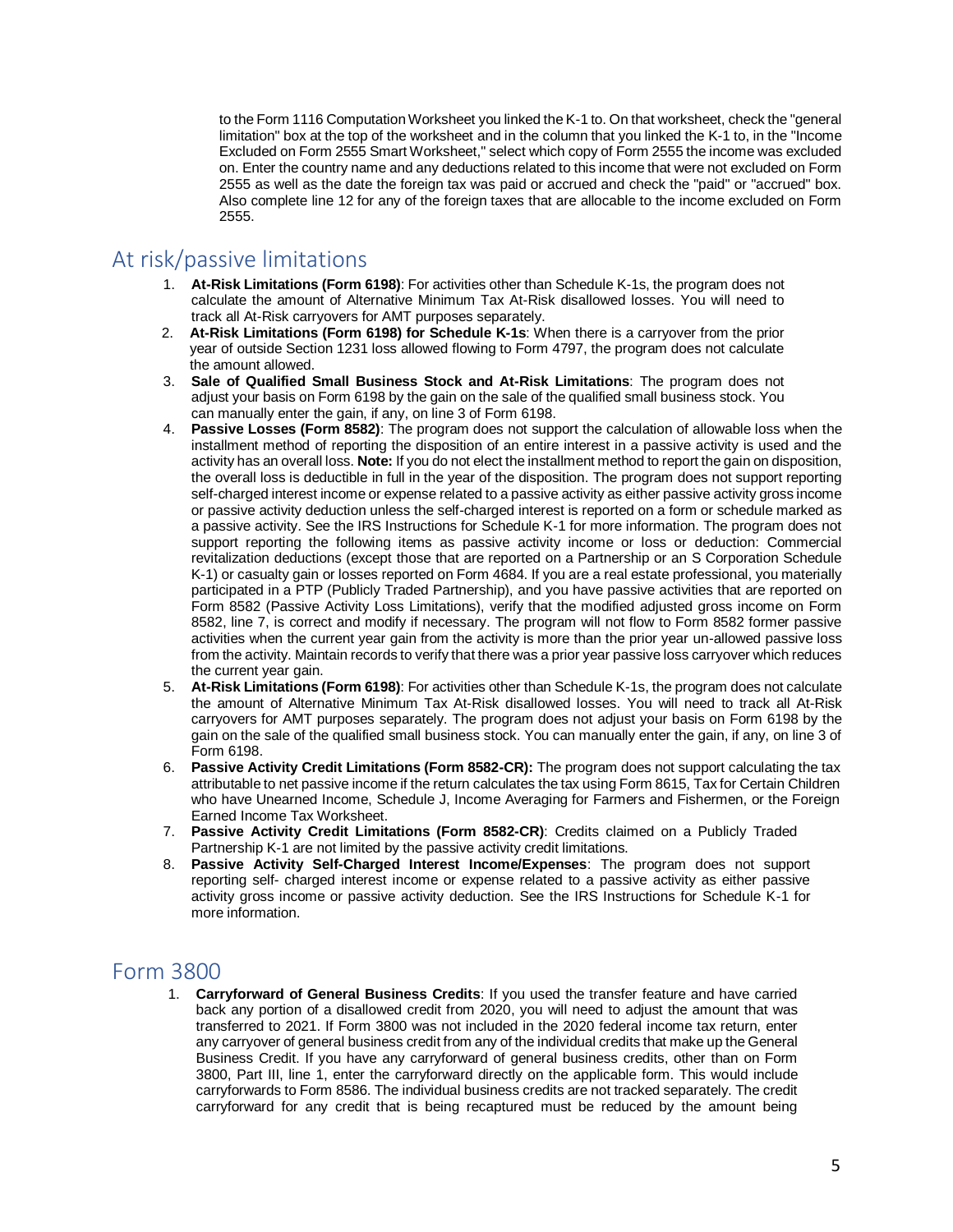to the Form 1116 Computation Worksheet you linked the K-1 to. On that worksheet, check the "general limitation" box at the top of the worksheet and in the column that you linked the K-1 to, in the "Income Excluded on Form 2555 Smart Worksheet," select which copy of Form 2555 the income was excluded on. Enter the country name and any deductions related to this income that were not excluded on Form 2555 as well as the date the foreign tax was paid or accrued and check the "paid" or "accrued" box. Also complete line 12 for any of the foreign taxes that are allocable to the income excluded on Form 2555.

## At risk/passive limitations

1. **At-Risk Limitations (Form 6198)**: For activities other than Schedule K-1s, the program does not calculate the amount of Alternative Minimum Tax At-Risk disallowed losses. You will need to track all At-Risk carryovers for AMT purposes separately.
2. **At-Risk Limitations (Form 6198) for Schedule K-1s**: When there is a carryover from the prior year of outside Section 1231 loss allowed flowing to Form 4797, the program does not calculate the amount allowed.
3. **Sale of Qualified Small Business Stock and At-Risk Limitations**: The program does not adjust your basis on Form 6198 by the gain on the sale of the qualified small business stock. You can manually enter the gain, if any, on line 3 of Form 6198.
4. **Passive Losses (Form 8582)**: The program does not support the calculation of allowable loss when the installment method of reporting the disposition of an entire interest in a passive activity is used and the activity has an overall loss. **Note:** If you do not elect the installment method to report the gain on disposition, the overall loss is deductible in full in the year of the disposition. The program does not support reporting self-charged interest income or expense related to a passive activity as either passive activity gross income or passive activity deduction unless the self-charged interest is reported on a form or schedule marked as a passive activity. See the IRS Instructions for Schedule K-1 for more information. The program does not support reporting the following items as passive activity income or loss or deduction: Commercial revitalization deductions (except those that are reported on a Partnership or an S Corporation Schedule K-1) or casualty gain or losses reported on Form 4684. If you are a real estate professional, you materially participated in a PTP (Publicly Traded Partnership), and you have passive activities that are reported on Form 8582 (Passive Activity Loss Limitations), verify that the modified adjusted gross income on Form 8582, line 7, is correct and modify if necessary. The program will not flow to Form 8582 former passive activities when the current year gain from the activity is more than the prior year un-allowed passive loss from the activity. Maintain records to verify that there was a prior year passive loss carryover which reduces the current year gain.
5. **At-Risk Limitations (Form 6198)**: For activities other than Schedule K-1s, the program does not calculate the amount of Alternative Minimum Tax At-Risk disallowed losses. You will need to track all At-Risk carryovers for AMT purposes separately. The program does not adjust your basis on Form 6198 by the gain on the sale of the qualified small business stock. You can manually enter the gain, if any, on line 3 of Form 6198.
6. **Passive Activity Credit Limitations (Form 8582-CR):** The program does not support calculating the tax attributable to net passive income if the return calculates the tax using Form 8615, Tax for Certain Children who have Unearned Income, Schedule J, Income Averaging for Farmers and Fishermen, or the Foreign Earned Income Tax Worksheet.
7. **Passive Activity Credit Limitations (Form 8582-CR)**: Credits claimed on a Publicly Traded Partnership K-1 are not limited by the passive activity credit limitations.
8. **Passive Activity Self-Charged Interest Income/Expenses**: The program does not support reporting self- charged interest income or expense related to a passive activity as either passive activity gross income or passive activity deduction. See the IRS Instructions for Schedule K-1 for more information.

## Form 3800

1. **Carryforward of General Business Credits**: If you used the transfer feature and have carried back any portion of a disallowed credit from 2020, you will need to adjust the amount that was transferred to 2021. If Form 3800 was not included in the 2020 federal income tax return, enter any carryover of general business credit from any of the individual credits that make up the General Business Credit. If you have any carryforward of general business credits, other than on Form 3800, Part III, line 1, enter the carryforward directly on the applicable form. This would include carryforwards to Form 8586. The individual business credits are not tracked separately. The credit carryforward for any credit that is being recaptured must be reduced by the amount being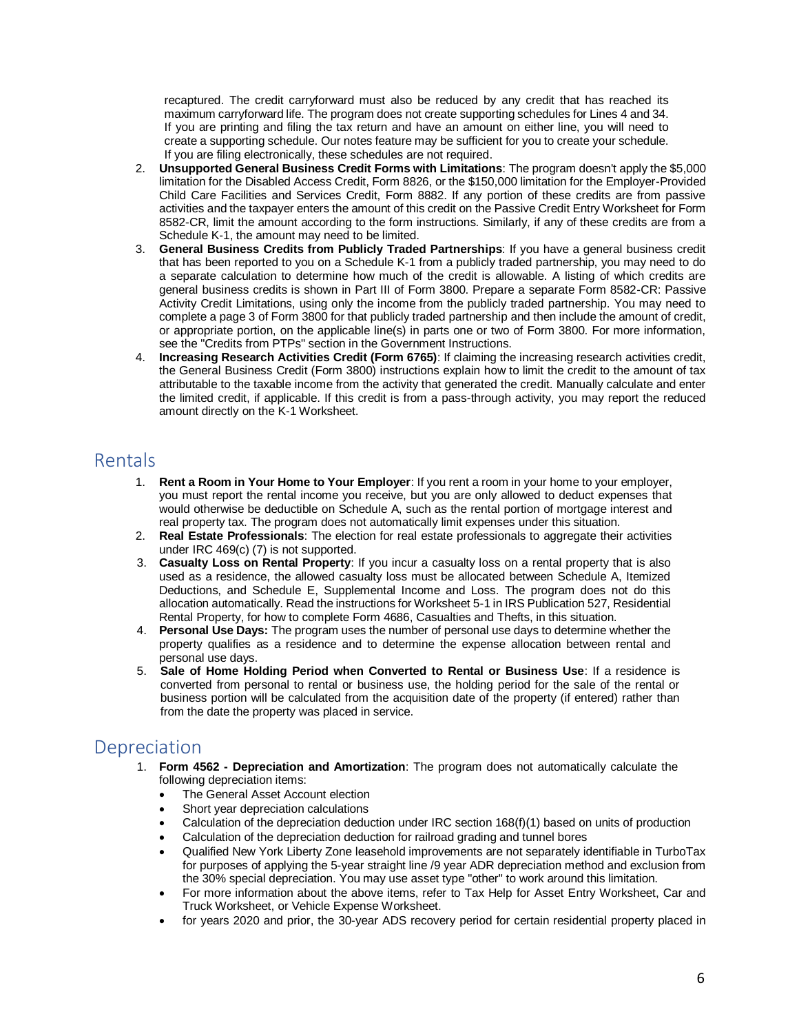recaptured. The credit carryforward must also be reduced by any credit that has reached its maximum carryforward life. The program does not create supporting schedules for Lines 4 and 34. If you are printing and filing the tax return and have an amount on either line, you will need to create a supporting schedule. Our notes feature may be sufficient for you to create your schedule. If you are filing electronically, these schedules are not required.

2. **Unsupported General Business Credit Forms with Limitations**: The program doesn't apply the $5,000 limitation for the Disabled Access Credit, Form 8826, or the $150,000 limitation for the Employer-Provided Child Care Facilities and Services Credit, Form 8882. If any portion of these credits are from passive activities and the taxpayer enters the amount of this credit on the Passive Credit Entry Worksheet for Form 8582-CR, limit the amount according to the form instructions. Similarly, if any of these credits are from a Schedule K-1, the amount may need to be limited.
3. **General Business Credits from Publicly Traded Partnerships**: If you have a general business credit that has been reported to you on a Schedule K-1 from a publicly traded partnership, you may need to do a separate calculation to determine how much of the credit is allowable. A listing of which credits are general business credits is shown in Part III of Form 3800. Prepare a separate Form 8582-CR: Passive Activity Credit Limitations, using only the income from the publicly traded partnership. You may need to complete a page 3 of Form 3800 for that publicly traded partnership and then include the amount of credit, or appropriate portion, on the applicable line(s) in parts one or two of Form 3800. For more information, see the "Credits from PTPs" section in the Government Instructions.
4. **Increasing Research Activities Credit (Form 6765)**: If claiming the increasing research activities credit, the General Business Credit (Form 3800) instructions explain how to limit the credit to the amount of tax attributable to the taxable income from the activity that generated the credit. Manually calculate and enter the limited credit, if applicable. If this credit is from a pass-through activity, you may report the reduced amount directly on the K-1 Worksheet.

## Rentals

1. **Rent a Room in Your Home to Your Employer**: If you rent a room in your home to your employer, you must report the rental income you receive, but you are only allowed to deduct expenses that would otherwise be deductible on Schedule A, such as the rental portion of mortgage interest and real property tax. The program does not automatically limit expenses under this situation.
2. **Real Estate Professionals**: The election for real estate professionals to aggregate their activities under IRC 469(c) (7) is not supported.
3. **Casualty Loss on Rental Property**: If you incur a casualty loss on a rental property that is also used as a residence, the allowed casualty loss must be allocated between Schedule A, Itemized Deductions, and Schedule E, Supplemental Income and Loss. The program does not do this allocation automatically. Read the instructions for Worksheet 5-1 in IRS Publication 527, Residential Rental Property, for how to complete Form 4686, Casualties and Thefts, in this situation.
4. **Personal Use Days:** The program uses the number of personal use days to determine whether the property qualifies as a residence and to determine the expense allocation between rental and personal use days.
5. **Sale of Home Holding Period when Converted to Rental or Business Use**: If a residence is converted from personal to rental or business use, the holding period for the sale of the rental or business portion will be calculated from the acquisition date of the property (if entered) rather than from the date the property was placed in service.

## Depreciation

1. **Form 4562 - Depreciation and Amortization**: The program does not automatically calculate the following depreciation items:
   - The General Asset Account election
   - Short year depreciation calculations
   - Calculation of the depreciation deduction under IRC section 168(f)(1) based on units of production
   - Calculation of the depreciation deduction for railroad grading and tunnel bores
   - Qualified New York Liberty Zone leasehold improvements are not separately identifiable in TurboTax for purposes of applying the 5-year straight line /9 year ADR depreciation method and exclusion from the 30% special depreciation. You may use asset type "other" to work around this limitation.
   - For more information about the above items, refer to Tax Help for Asset Entry Worksheet, Car and Truck Worksheet, or Vehicle Expense Worksheet.
   - for years 2020 and prior, the 30-year ADS recovery period for certain residential property placed in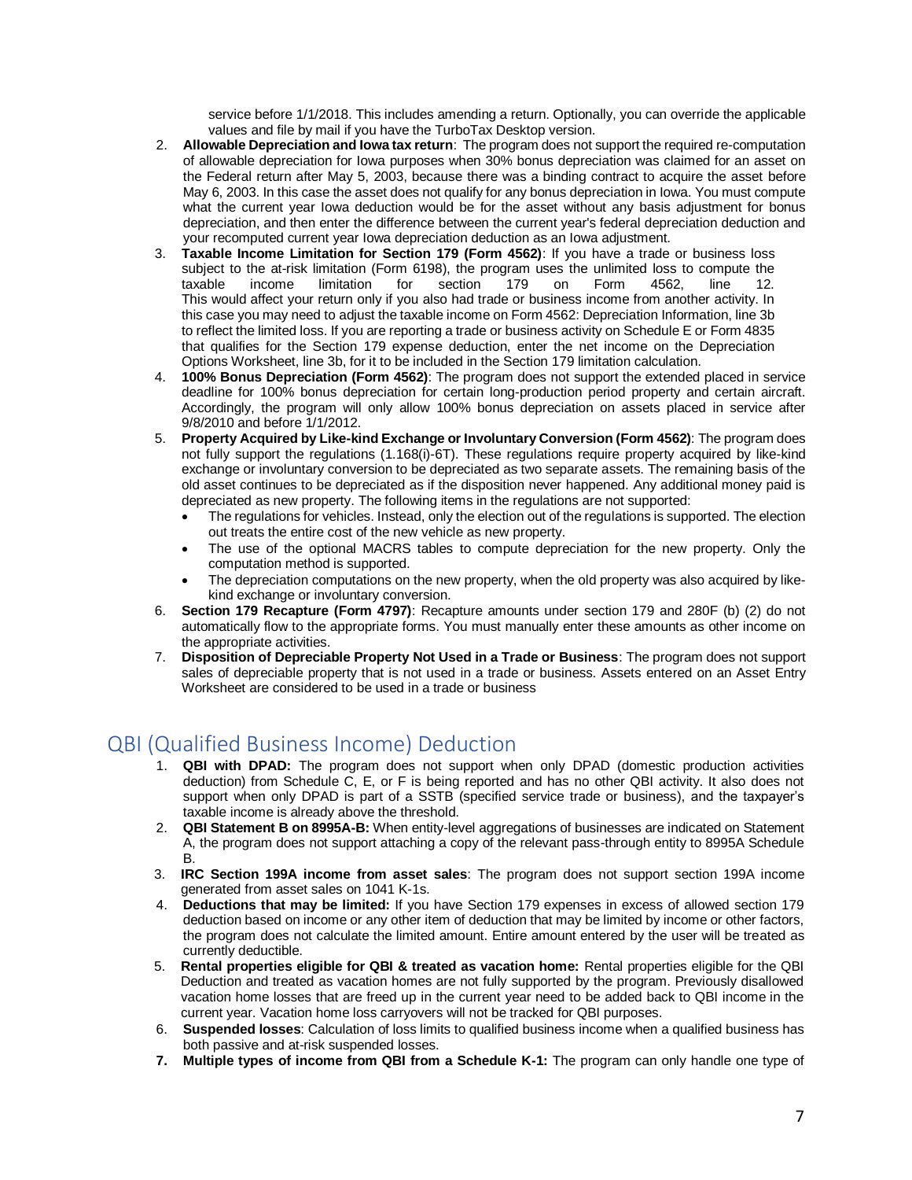service before 1/1/2018. This includes amending a return. Optionally, you can override the applicable values and file by mail if you have the TurboTax Desktop version.

2. **Allowable Depreciation and Iowa tax return**: The program does not support the required re-computation of allowable depreciation for Iowa purposes when 30% bonus depreciation was claimed for an asset on the Federal return after May 5, 2003, because there was a binding contract to acquire the asset before May 6, 2003. In this case the asset does not qualify for any bonus depreciation in Iowa. You must compute what the current year Iowa deduction would be for the asset without any basis adjustment for bonus depreciation, and then enter the difference between the current year's federal depreciation deduction and your recomputed current year Iowa depreciation deduction as an Iowa adjustment.
3. **Taxable Income Limitation for Section 179 (Form 4562)**: If you have a trade or business loss subject to the at-risk limitation (Form 6198), the program uses the unlimited loss to compute the taxable income limitation for section 179 on Form 4562, line 12. This would affect your return only if you also had trade or business income from another activity. In this case you may need to adjust the taxable income on Form 4562: Depreciation Information, line 3b to reflect the limited loss. If you are reporting a trade or business activity on Schedule E or Form 4835 that qualifies for the Section 179 expense deduction, enter the net income on the Depreciation Options Worksheet, line 3b, for it to be included in the Section 179 limitation calculation.
4. **100% Bonus Depreciation (Form 4562)**: The program does not support the extended placed in service deadline for 100% bonus depreciation for certain long-production period property and certain aircraft. Accordingly, the program will only allow 100% bonus depreciation on assets placed in service after 9/8/2010 and before 1/1/2012.
5. **Property Acquired by Like-kind Exchange or Involuntary Conversion (Form 4562)**: The program does not fully support the regulations (1.168(i)-6T). These regulations require property acquired by like-kind exchange or involuntary conversion to be depreciated as two separate assets. The remaining basis of the old asset continues to be depreciated as if the disposition never happened. Any additional money paid is depreciated as new property. The following items in the regulations are not supported:
   - The regulations for vehicles. Instead, only the election out of the regulations is supported. The election out treats the entire cost of the new vehicle as new property.
   - The use of the optional MACRS tables to compute depreciation for the new property. Only the computation method is supported.
   - The depreciation computations on the new property, when the old property was also acquired by like-kind exchange or involuntary conversion.
6. **Section 179 Recapture (Form 4797)**: Recapture amounts under section 179 and 280F (b) (2) do not automatically flow to the appropriate forms. You must manually enter these amounts as other income on the appropriate activities.
7. **Disposition of Depreciable Property Not Used in a Trade or Business**: The program does not support sales of depreciable property that is not used in a trade or business. Assets entered on an Asset Entry Worksheet are considered to be used in a trade or business

## QBI (Qualified Business Income) Deduction

1. **QBI with DPAD:** The program does not support when only DPAD (domestic production activities deduction) from Schedule C, E, or F is being reported and has no other QBI activity. It also does not support when only DPAD is part of a SSTB (specified service trade or business), and the taxpayer's taxable income is already above the threshold.
2. **QBI Statement B on 8995A-B:** When entity-level aggregations of businesses are indicated on Statement A, the program does not support attaching a copy of the relevant pass-through entity to 8995A Schedule B.
3. **IRC Section 199A income from asset sales**: The program does not support section 199A income generated from asset sales on 1041 K-1s.
4. **Deductions that may be limited:** If you have Section 179 expenses in excess of allowed section 179 deduction based on income or any other item of deduction that may be limited by income or other factors, the program does not calculate the limited amount. Entire amount entered by the user will be treated as currently deductible.
5. **Rental properties eligible for QBI & treated as vacation home:** Rental properties eligible for the QBI Deduction and treated as vacation homes are not fully supported by the program. Previously disallowed vacation home losses that are freed up in the current year need to be added back to QBI income in the current year. Vacation home loss carryovers will not be tracked for QBI purposes.
6. **Suspended losses**: Calculation of loss limits to qualified business income when a qualified business has both passive and at-risk suspended losses.
7. **Multiple types of income from QBI from a Schedule K-1:** The program can only handle one type of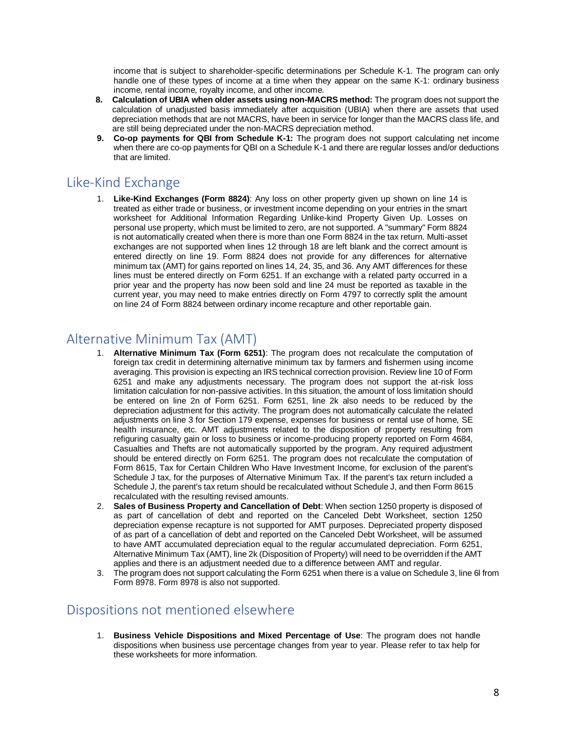income that is subject to shareholder-specific determinations per Schedule K-1. The program can only handle one of these types of income at a time when they appear on the same K-1: ordinary business income, rental income, royalty income, and other income.

8. **Calculation of UBIA when older assets using non-MACRS method:** The program does not support the calculation of unadjusted basis immediately after acquisition (UBIA) when there are assets that used depreciation methods that are not MACRS, have been in service for longer than the MACRS class life, and are still being depreciated under the non-MACRS depreciation method.
9. **Co-op payments for QBI from Schedule K-1:** The program does not support calculating net income when there are co-op payments for QBI on a Schedule K-1 and there are regular losses and/or deductions that are limited.

## Like-Kind Exchange

1. **Like-Kind Exchanges (Form 8824)**: Any loss on other property given up shown on line 14 is treated as either trade or business, or investment income depending on your entries in the smart worksheet for Additional Information Regarding Unlike-kind Property Given Up. Losses on personal use property, which must be limited to zero, are not supported. A "summary" Form 8824 is not automatically created when there is more than one Form 8824 in the tax return. Multi-asset exchanges are not supported when lines 12 through 18 are left blank and the correct amount is entered directly on line 19. Form 8824 does not provide for any differences for alternative minimum tax (AMT) for gains reported on lines 14, 24, 35, and 36. Any AMT differences for these lines must be entered directly on Form 6251. If an exchange with a related party occurred in a prior year and the property has now been sold and line 24 must be reported as taxable in the current year, you may need to make entries directly on Form 4797 to correctly split the amount on line 24 of Form 8824 between ordinary income recapture and other reportable gain.

## Alternative Minimum Tax (AMT)

1. **Alternative Minimum Tax (Form 6251)**: The program does not recalculate the computation of foreign tax credit in determining alternative minimum tax by farmers and fishermen using income averaging. This provision is expecting an IRS technical correction provision. Review line 10 of Form 6251 and make any adjustments necessary. The program does not support the at-risk loss limitation calculation for non-passive activities. In this situation, the amount of loss limitation should be entered on line 2n of Form 6251. Form 6251, line 2k also needs to be reduced by the depreciation adjustment for this activity. The program does not automatically calculate the related adjustments on line 3 for Section 179 expense, expenses for business or rental use of home, SE health insurance, etc. AMT adjustments related to the disposition of property resulting from refiguring casualty gain or loss to business or income-producing property reported on Form 4684, Casualties and Thefts are not automatically supported by the program. Any required adjustment should be entered directly on Form 6251. The program does not recalculate the computation of Form 8615, Tax for Certain Children Who Have Investment Income, for exclusion of the parent's Schedule J tax, for the purposes of Alternative Minimum Tax. If the parent's tax return included a Schedule J, the parent's tax return should be recalculated without Schedule J, and then Form 8615 recalculated with the resulting revised amounts.
2. **Sales of Business Property and Cancellation of Debt**: When section 1250 property is disposed of as part of cancellation of debt and reported on the Canceled Debt Worksheet, section 1250 depreciation expense recapture is not supported for AMT purposes. Depreciated property disposed of as part of a cancellation of debt and reported on the Canceled Debt Worksheet, will be assumed to have AMT accumulated depreciation equal to the regular accumulated depreciation. Form 6251, Alternative Minimum Tax (AMT), line 2k (Disposition of Property) will need to be overridden if the AMT applies and there is an adjustment needed due to a difference between AMT and regular.
3. The program does not support calculating the Form 6251 when there is a value on Schedule 3, line 6l from Form 8978. Form 8978 is also not supported.

## Dispositions not mentioned elsewhere

1. **Business Vehicle Dispositions and Mixed Percentage of Use**: The program does not handle dispositions when business use percentage changes from year to year. Please refer to tax help for these worksheets for more information.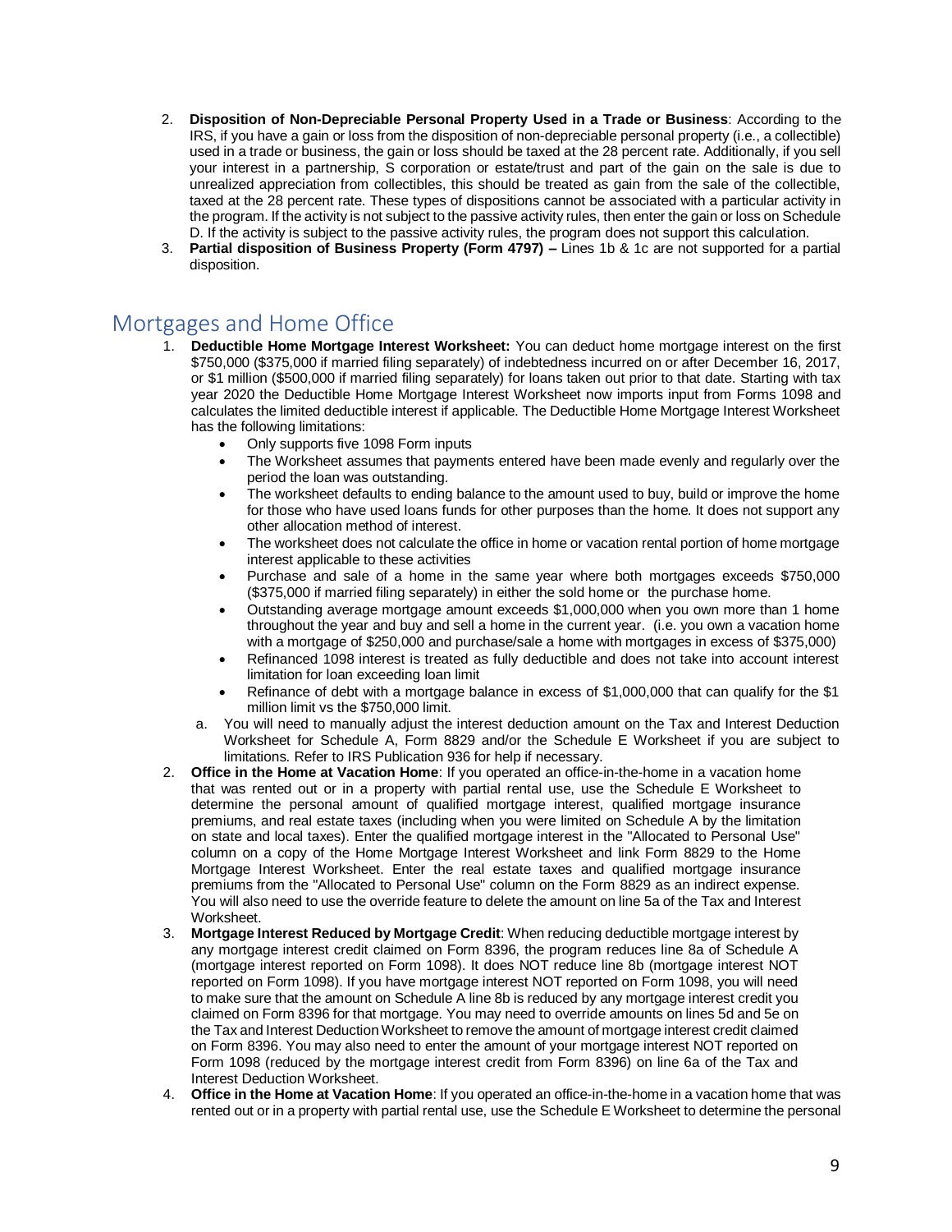2. **Disposition of Non-Depreciable Personal Property Used in a Trade or Business**: According to the IRS, if you have a gain or loss from the disposition of non-depreciable personal property (i.e., a collectible) used in a trade or business, the gain or loss should be taxed at the 28 percent rate. Additionally, if you sell your interest in a partnership, S corporation or estate/trust and part of the gain on the sale is due to unrealized appreciation from collectibles, this should be treated as gain from the sale of the collectible, taxed at the 28 percent rate. These types of dispositions cannot be associated with a particular activity in the program. If the activity is not subject to the passive activity rules, then enter the gain or loss on Schedule D. If the activity is subject to the passive activity rules, the program does not support this calculation.
3. **Partial disposition of Business Property (Form 4797) –** Lines 1b & 1c are not supported for a partial disposition.

## Mortgages and Home Office

1. **Deductible Home Mortgage Interest Worksheet:** You can deduct home mortgage interest on the first $750,000 ($375,000 if married filing separately) of indebtedness incurred on or after December 16, 2017, or $1 million ($500,000 if married filing separately) for loans taken out prior to that date. Starting with tax year 2020 the Deductible Home Mortgage Interest Worksheet now imports input from Forms 1098 and calculates the limited deductible interest if applicable. The Deductible Home Mortgage Interest Worksheet has the following limitations:
   - Only supports five 1098 Form inputs
   - The Worksheet assumes that payments entered have been made evenly and regularly over the period the loan was outstanding.
   - The worksheet defaults to ending balance to the amount used to buy, build or improve the home for those who have used loans funds for other purposes than the home. It does not support any other allocation method of interest.
   - The worksheet does not calculate the office in home or vacation rental portion of home mortgage interest applicable to these activities
   - Purchase and sale of a home in the same year where both mortgages exceeds $750,000 ($375,000 if married filing separately) in either the sold home or the purchase home.
   - Outstanding average mortgage amount exceeds $1,000,000 when you own more than 1 home throughout the year and buy and sell a home in the current year. (i.e. you own a vacation home with a mortgage of $250,000 and purchase/sale a home with mortgages in excess of $375,000)
   - Refinanced 1098 interest is treated as fully deductible and does not take into account interest limitation for loan exceeding loan limit
   - Refinance of debt with a mortgage balance in excess of $1,000,000 that can qualify for the $1 million limit vs the $750,000 limit.

   a. You will need to manually adjust the interest deduction amount on the Tax and Interest Deduction Worksheet for Schedule A, Form 8829 and/or the Schedule E Worksheet if you are subject to limitations. Refer to IRS Publication 936 for help if necessary.
2. **Office in the Home at Vacation Home**: If you operated an office-in-the-home in a vacation home that was rented out or in a property with partial rental use, use the Schedule E Worksheet to determine the personal amount of qualified mortgage interest, qualified mortgage insurance premiums, and real estate taxes (including when you were limited on Schedule A by the limitation on state and local taxes). Enter the qualified mortgage interest in the "Allocated to Personal Use" column on a copy of the Home Mortgage Interest Worksheet and link Form 8829 to the Home Mortgage Interest Worksheet. Enter the real estate taxes and qualified mortgage insurance premiums from the "Allocated to Personal Use" column on the Form 8829 as an indirect expense. You will also need to use the override feature to delete the amount on line 5a of the Tax and Interest Worksheet.
3. **Mortgage Interest Reduced by Mortgage Credit**: When reducing deductible mortgage interest by any mortgage interest credit claimed on Form 8396, the program reduces line 8a of Schedule A (mortgage interest reported on Form 1098). It does NOT reduce line 8b (mortgage interest NOT reported on Form 1098). If you have mortgage interest NOT reported on Form 1098, you will need to make sure that the amount on Schedule A line 8b is reduced by any mortgage interest credit you claimed on Form 8396 for that mortgage. You may need to override amounts on lines 5d and 5e on the Tax and Interest Deduction Worksheet to remove the amount of mortgage interest credit claimed on Form 8396. You may also need to enter the amount of your mortgage interest NOT reported on Form 1098 (reduced by the mortgage interest credit from Form 8396) on line 6a of the Tax and Interest Deduction Worksheet.
4. **Office in the Home at Vacation Home**: If you operated an office-in-the-home in a vacation home that was rented out or in a property with partial rental use, use the Schedule E Worksheet to determine the personal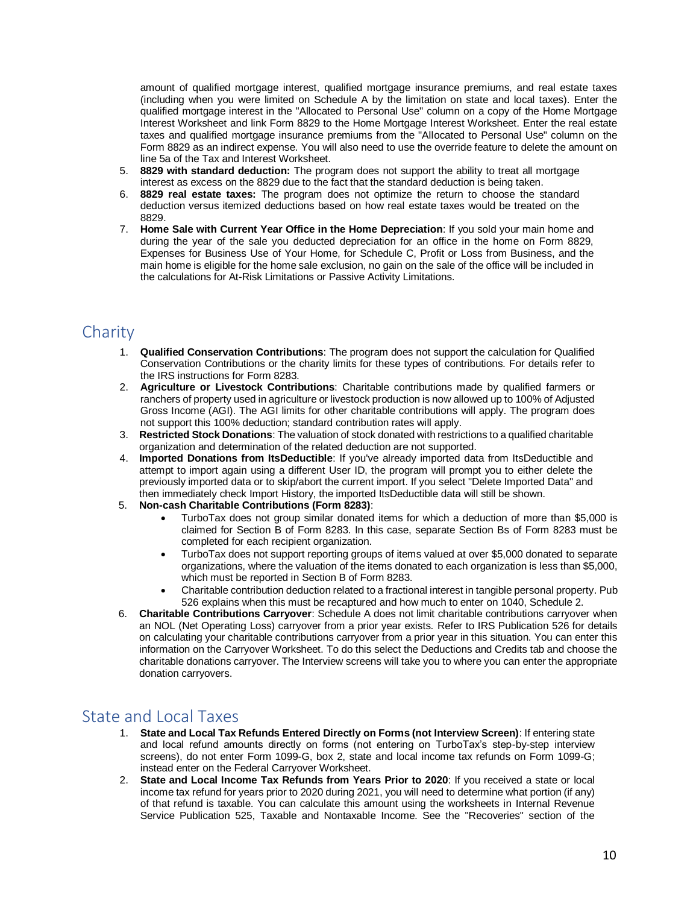amount of qualified mortgage interest, qualified mortgage insurance premiums, and real estate taxes (including when you were limited on Schedule A by the limitation on state and local taxes). Enter the qualified mortgage interest in the "Allocated to Personal Use" column on a copy of the Home Mortgage Interest Worksheet and link Form 8829 to the Home Mortgage Interest Worksheet. Enter the real estate taxes and qualified mortgage insurance premiums from the "Allocated to Personal Use" column on the Form 8829 as an indirect expense. You will also need to use the override feature to delete the amount on line 5a of the Tax and Interest Worksheet.

5. **8829 with standard deduction:** The program does not support the ability to treat all mortgage interest as excess on the 8829 due to the fact that the standard deduction is being taken.
6. **8829 real estate taxes:** The program does not optimize the return to choose the standard deduction versus itemized deductions based on how real estate taxes would be treated on the 8829.
7. **Home Sale with Current Year Office in the Home Depreciation**: If you sold your main home and during the year of the sale you deducted depreciation for an office in the home on Form 8829, Expenses for Business Use of Your Home, for Schedule C, Profit or Loss from Business, and the main home is eligible for the home sale exclusion, no gain on the sale of the office will be included in the calculations for At-Risk Limitations or Passive Activity Limitations.

## Charity

1. **Qualified Conservation Contributions**: The program does not support the calculation for Qualified Conservation Contributions or the charity limits for these types of contributions. For details refer to the IRS instructions for Form 8283.
2. **Agriculture or Livestock Contributions**: Charitable contributions made by qualified farmers or ranchers of property used in agriculture or livestock production is now allowed up to 100% of Adjusted Gross Income (AGI). The AGI limits for other charitable contributions will apply. The program does not support this 100% deduction; standard contribution rates will apply.
3. **Restricted Stock Donations**: The valuation of stock donated with restrictions to a qualified charitable organization and determination of the related deduction are not supported.
4. **Imported Donations from ItsDeductible**: If you've already imported data from ItsDeductible and attempt to import again using a different User ID, the program will prompt you to either delete the previously imported data or to skip/abort the current import. If you select "Delete Imported Data" and then immediately check Import History, the imported ItsDeductible data will still be shown.
5. **Non-cash Charitable Contributions (Form 8283)**:
   - TurboTax does not group similar donated items for which a deduction of more than $5,000 is claimed for Section B of Form 8283. In this case, separate Section Bs of Form 8283 must be completed for each recipient organization.
   - TurboTax does not support reporting groups of items valued at over $5,000 donated to separate organizations, where the valuation of the items donated to each organization is less than $5,000, which must be reported in Section B of Form 8283.
   - Charitable contribution deduction related to a fractional interest in tangible personal property. Pub 526 explains when this must be recaptured and how much to enter on 1040, Schedule 2.
6. **Charitable Contributions Carryover**: Schedule A does not limit charitable contributions carryover when an NOL (Net Operating Loss) carryover from a prior year exists. Refer to IRS Publication 526 for details on calculating your charitable contributions carryover from a prior year in this situation. You can enter this information on the Carryover Worksheet. To do this select the Deductions and Credits tab and choose the charitable donations carryover. The Interview screens will take you to where you can enter the appropriate donation carryovers.

## State and Local Taxes

1. **State and Local Tax Refunds Entered Directly on Forms (not Interview Screen)**: If entering state and local refund amounts directly on forms (not entering on TurboTax's step-by-step interview screens), do not enter Form 1099-G, box 2, state and local income tax refunds on Form 1099-G; instead enter on the Federal Carryover Worksheet.
2. **State and Local Income Tax Refunds from Years Prior to 2020**: If you received a state or local income tax refund for years prior to 2020 during 2021, you will need to determine what portion (if any) of that refund is taxable. You can calculate this amount using the worksheets in Internal Revenue Service Publication 525, Taxable and Nontaxable Income. See the "Recoveries" section of the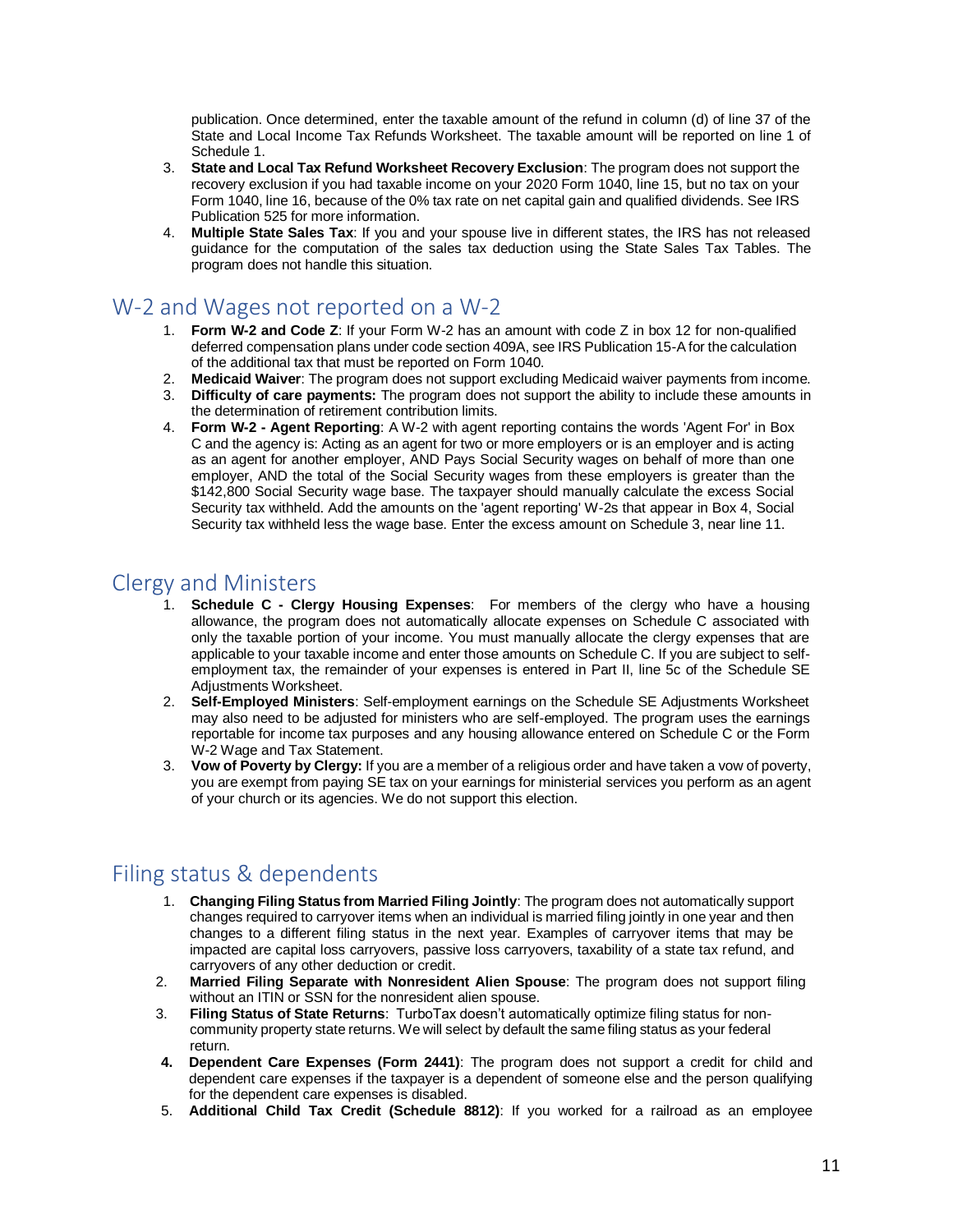publication. Once determined, enter the taxable amount of the refund in column (d) of line 37 of the State and Local Income Tax Refunds Worksheet. The taxable amount will be reported on line 1 of Schedule 1.

3. **State and Local Tax Refund Worksheet Recovery Exclusion**: The program does not support the recovery exclusion if you had taxable income on your 2020 Form 1040, line 15, but no tax on your Form 1040, line 16, because of the 0% tax rate on net capital gain and qualified dividends. See IRS Publication 525 for more information.
4. **Multiple State Sales Tax**: If you and your spouse live in different states, the IRS has not released guidance for the computation of the sales tax deduction using the State Sales Tax Tables. The program does not handle this situation.

## W-2 and Wages not reported on a W-2

1. **Form W-2 and Code Z**: If your Form W-2 has an amount with code Z in box 12 for non-qualified deferred compensation plans under code section 409A, see IRS Publication 15-A for the calculation of the additional tax that must be reported on Form 1040.
2. **Medicaid Waiver**: The program does not support excluding Medicaid waiver payments from income.
3. **Difficulty of care payments:** The program does not support the ability to include these amounts in the determination of retirement contribution limits.
4. **Form W-2 - Agent Reporting**: A W-2 with agent reporting contains the words 'Agent For' in Box C and the agency is: Acting as an agent for two or more employers or is an employer and is acting as an agent for another employer, AND Pays Social Security wages on behalf of more than one employer, AND the total of the Social Security wages from these employers is greater than the $142,800 Social Security wage base. The taxpayer should manually calculate the excess Social Security tax withheld. Add the amounts on the 'agent reporting' W-2s that appear in Box 4, Social Security tax withheld less the wage base. Enter the excess amount on Schedule 3, near line 11.

## Clergy and Ministers

1. **Schedule C - Clergy Housing Expenses**: For members of the clergy who have a housing allowance, the program does not automatically allocate expenses on Schedule C associated with only the taxable portion of your income. You must manually allocate the clergy expenses that are applicable to your taxable income and enter those amounts on Schedule C. If you are subject to self-employment tax, the remainder of your expenses is entered in Part II, line 5c of the Schedule SE Adjustments Worksheet.
2. **Self-Employed Ministers**: Self-employment earnings on the Schedule SE Adjustments Worksheet may also need to be adjusted for ministers who are self-employed. The program uses the earnings reportable for income tax purposes and any housing allowance entered on Schedule C or the Form W-2 Wage and Tax Statement.
3. **Vow of Poverty by Clergy:** If you are a member of a religious order and have taken a vow of poverty, you are exempt from paying SE tax on your earnings for ministerial services you perform as an agent of your church or its agencies. We do not support this election.

## Filing status & dependents

1. **Changing Filing Status from Married Filing Jointly**: The program does not automatically support changes required to carryover items when an individual is married filing jointly in one year and then changes to a different filing status in the next year. Examples of carryover items that may be impacted are capital loss carryovers, passive loss carryovers, taxability of a state tax refund, and carryovers of any other deduction or credit.
2. **Married Filing Separate with Nonresident Alien Spouse**: The program does not support filing without an ITIN or SSN for the nonresident alien spouse.
3. **Filing Status of State Returns**: TurboTax doesn't automatically optimize filing status for non-community property state returns. We will select by default the same filing status as your federal return.
4. **Dependent Care Expenses (Form 2441)**: The program does not support a credit for child and dependent care expenses if the taxpayer is a dependent of someone else and the person qualifying for the dependent care expenses is disabled.
5. **Additional Child Tax Credit (Schedule 8812)**: If you worked for a railroad as an employee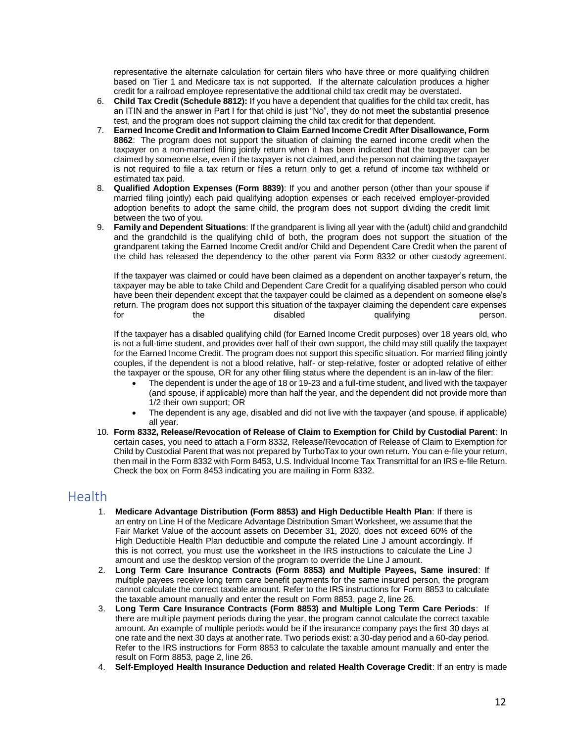representative the alternate calculation for certain filers who have three or more qualifying children based on Tier 1 and Medicare tax is not supported. If the alternate calculation produces a higher credit for a railroad employee representative the additional child tax credit may be overstated.

6. **Child Tax Credit (Schedule 8812):** If you have a dependent that qualifies for the child tax credit, has an ITIN and the answer in Part I for that child is just "No", they do not meet the substantial presence test, and the program does not support claiming the child tax credit for that dependent.
7. **Earned Income Credit and Information to Claim Earned Income Credit After Disallowance, Form 8862**: The program does not support the situation of claiming the earned income credit when the taxpayer on a non-married filing jointly return when it has been indicated that the taxpayer can be claimed by someone else, even if the taxpayer is not claimed, and the person not claiming the taxpayer is not required to file a tax return or files a return only to get a refund of income tax withheld or estimated tax paid.
8. **Qualified Adoption Expenses (Form 8839)**: If you and another person (other than your spouse if married filing jointly) each paid qualifying adoption expenses or each received employer-provided adoption benefits to adopt the same child, the program does not support dividing the credit limit between the two of you.
9. **Family and Dependent Situations**: If the grandparent is living all year with the (adult) child and grandchild and the grandchild is the qualifying child of both, the program does not support the situation of the grandparent taking the Earned Income Credit and/or Child and Dependent Care Credit when the parent of the child has released the dependency to the other parent via Form 8332 or other custody agreement.

   If the taxpayer was claimed or could have been claimed as a dependent on another taxpayer's return, the taxpayer may be able to take Child and Dependent Care Credit for a qualifying disabled person who could have been their dependent except that the taxpayer could be claimed as a dependent on someone else's return. The program does not support this situation of the taxpayer claiming the dependent care expenses for the disabled qualifying person.

   If the taxpayer has a disabled qualifying child (for Earned Income Credit purposes) over 18 years old, who is not a full-time student, and provides over half of their own support, the child may still qualify the taxpayer for the Earned Income Credit. The program does not support this specific situation. For married filing jointly couples, if the dependent is not a blood relative, half- or step-relative, foster or adopted relative of either the taxpayer or the spouse, OR for any other filing status where the dependent is an in-law of the filer:
   - The dependent is under the age of 18 or 19-23 and a full-time student, and lived with the taxpayer (and spouse, if applicable) more than half the year, and the dependent did not provide more than 1/2 their own support; OR
   - The dependent is any age, disabled and did not live with the taxpayer (and spouse, if applicable) all year.
10. **Form 8332, Release/Revocation of Release of Claim to Exemption for Child by Custodial Parent**: In certain cases, you need to attach a Form 8332, Release/Revocation of Release of Claim to Exemption for Child by Custodial Parent that was not prepared by TurboTax to your own return. You can e-file your return, then mail in the Form 8332 with Form 8453, U.S. Individual Income Tax Transmittal for an IRS e-file Return. Check the box on Form 8453 indicating you are mailing in Form 8332.

## Health

1. **Medicare Advantage Distribution (Form 8853) and High Deductible Health Plan**: If there is an entry on Line H of the Medicare Advantage Distribution Smart Worksheet, we assume that the Fair Market Value of the account assets on December 31, 2020, does not exceed 60% of the High Deductible Health Plan deductible and compute the related Line J amount accordingly. If this is not correct, you must use the worksheet in the IRS instructions to calculate the Line J amount and use the desktop version of the program to override the Line J amount.
2. **Long Term Care Insurance Contracts (Form 8853) and Multiple Payees, Same insured**: If multiple payees receive long term care benefit payments for the same insured person, the program cannot calculate the correct taxable amount. Refer to the IRS instructions for Form 8853 to calculate the taxable amount manually and enter the result on Form 8853, page 2, line 26.
3. **Long Term Care Insurance Contracts (Form 8853) and Multiple Long Term Care Periods**: If there are multiple payment periods during the year, the program cannot calculate the correct taxable amount. An example of multiple periods would be if the insurance company pays the first 30 days at one rate and the next 30 days at another rate. Two periods exist: a 30-day period and a 60-day period. Refer to the IRS instructions for Form 8853 to calculate the taxable amount manually and enter the result on Form 8853, page 2, line 26.
4. **Self-Employed Health Insurance Deduction and related Health Coverage Credit**: If an entry is made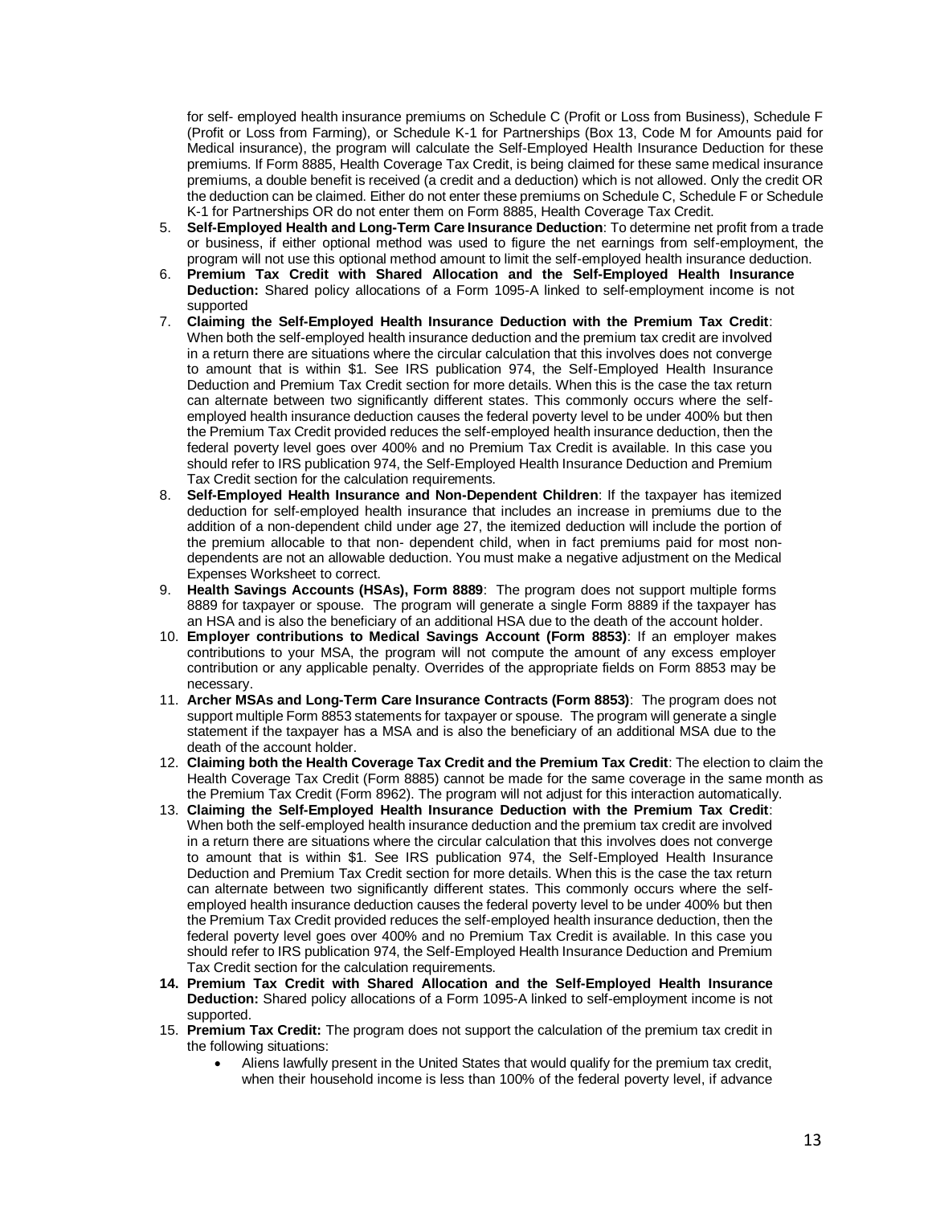for self- employed health insurance premiums on Schedule C (Profit or Loss from Business), Schedule F (Profit or Loss from Farming), or Schedule K-1 for Partnerships (Box 13, Code M for Amounts paid for Medical insurance), the program will calculate the Self-Employed Health Insurance Deduction for these premiums. If Form 8885, Health Coverage Tax Credit, is being claimed for these same medical insurance premiums, a double benefit is received (a credit and a deduction) which is not allowed. Only the credit OR the deduction can be claimed. Either do not enter these premiums on Schedule C, Schedule F or Schedule K-1 for Partnerships OR do not enter them on Form 8885, Health Coverage Tax Credit.

5. **Self-Employed Health and Long-Term Care Insurance Deduction**: To determine net profit from a trade or business, if either optional method was used to figure the net earnings from self-employment, the program will not use this optional method amount to limit the self-employed health insurance deduction.
6. **Premium Tax Credit with Shared Allocation and the Self-Employed Health Insurance Deduction:** Shared policy allocations of a Form 1095-A linked to self-employment income is not supported
7. **Claiming the Self-Employed Health Insurance Deduction with the Premium Tax Credit**: When both the self-employed health insurance deduction and the premium tax credit are involved in a return there are situations where the circular calculation that this involves does not converge to amount that is within $1. See IRS publication 974, the Self-Employed Health Insurance Deduction and Premium Tax Credit section for more details. When this is the case the tax return can alternate between two significantly different states. This commonly occurs where the self-employed health insurance deduction causes the federal poverty level to be under 400% but then the Premium Tax Credit provided reduces the self-employed health insurance deduction, then the federal poverty level goes over 400% and no Premium Tax Credit is available. In this case you should refer to IRS publication 974, the Self-Employed Health Insurance Deduction and Premium Tax Credit section for the calculation requirements.
8. **Self-Employed Health Insurance and Non-Dependent Children**: If the taxpayer has itemized deduction for self-employed health insurance that includes an increase in premiums due to the addition of a non-dependent child under age 27, the itemized deduction will include the portion of the premium allocable to that non- dependent child, when in fact premiums paid for most non-dependents are not an allowable deduction. You must make a negative adjustment on the Medical Expenses Worksheet to correct.
9. **Health Savings Accounts (HSAs), Form 8889**: The program does not support multiple forms 8889 for taxpayer or spouse. The program will generate a single Form 8889 if the taxpayer has an HSA and is also the beneficiary of an additional HSA due to the death of the account holder.
10. **Employer contributions to Medical Savings Account (Form 8853)**: If an employer makes contributions to your MSA, the program will not compute the amount of any excess employer contribution or any applicable penalty. Overrides of the appropriate fields on Form 8853 may be necessary.
11. **Archer MSAs and Long-Term Care Insurance Contracts (Form 8853)**: The program does not support multiple Form 8853 statements for taxpayer or spouse. The program will generate a single statement if the taxpayer has a MSA and is also the beneficiary of an additional MSA due to the death of the account holder.
12. **Claiming both the Health Coverage Tax Credit and the Premium Tax Credit**: The election to claim the Health Coverage Tax Credit (Form 8885) cannot be made for the same coverage in the same month as the Premium Tax Credit (Form 8962). The program will not adjust for this interaction automatically.
13. **Claiming the Self-Employed Health Insurance Deduction with the Premium Tax Credit**: When both the self-employed health insurance deduction and the premium tax credit are involved in a return there are situations where the circular calculation that this involves does not converge to amount that is within $1. See IRS publication 974, the Self-Employed Health Insurance Deduction and Premium Tax Credit section for more details. When this is the case the tax return can alternate between two significantly different states. This commonly occurs where the self-employed health insurance deduction causes the federal poverty level to be under 400% but then the Premium Tax Credit provided reduces the self-employed health insurance deduction, then the federal poverty level goes over 400% and no Premium Tax Credit is available. In this case you should refer to IRS publication 974, the Self-Employed Health Insurance Deduction and Premium Tax Credit section for the calculation requirements.
14. **Premium Tax Credit with Shared Allocation and the Self-Employed Health Insurance Deduction:** Shared policy allocations of a Form 1095-A linked to self-employment income is not supported.
15. **Premium Tax Credit:** The program does not support the calculation of the premium tax credit in the following situations:
    - Aliens lawfully present in the United States that would qualify for the premium tax credit, when their household income is less than 100% of the federal poverty level, if advance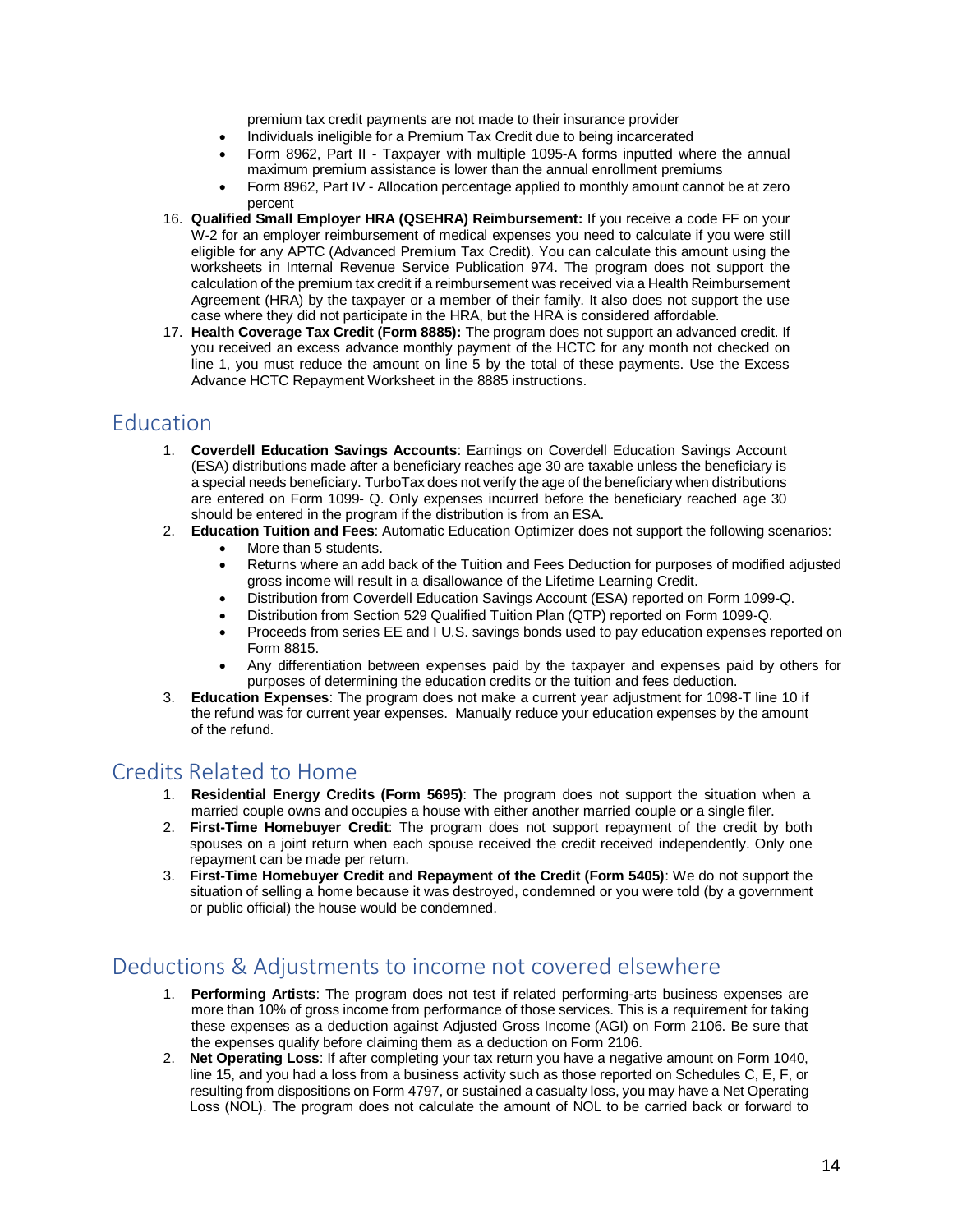premium tax credit payments are not made to their insurance provider
- Individuals ineligible for a Premium Tax Credit due to being incarcerated
- Form 8962, Part II - Taxpayer with multiple 1095-A forms inputted where the annual maximum premium assistance is lower than the annual enrollment premiums
- Form 8962, Part IV - Allocation percentage applied to monthly amount cannot be at zero percent

16. **Qualified Small Employer HRA (QSEHRA) Reimbursement:** If you receive a code FF on your W-2 for an employer reimbursement of medical expenses you need to calculate if you were still eligible for any APTC (Advanced Premium Tax Credit). You can calculate this amount using the worksheets in Internal Revenue Service Publication 974. The program does not support the calculation of the premium tax credit if a reimbursement was received via a Health Reimbursement Agreement (HRA) by the taxpayer or a member of their family. It also does not support the use case where they did not participate in the HRA, but the HRA is considered affordable.
17. **Health Coverage Tax Credit (Form 8885):** The program does not support an advanced credit. If you received an excess advance monthly payment of the HCTC for any month not checked on line 1, you must reduce the amount on line 5 by the total of these payments. Use the Excess Advance HCTC Repayment Worksheet in the 8885 instructions.

## Education

1. **Coverdell Education Savings Accounts**: Earnings on Coverdell Education Savings Account (ESA) distributions made after a beneficiary reaches age 30 are taxable unless the beneficiary is a special needs beneficiary. TurboTax does not verify the age of the beneficiary when distributions are entered on Form 1099- Q. Only expenses incurred before the beneficiary reached age 30 should be entered in the program if the distribution is from an ESA.
2. **Education Tuition and Fees**: Automatic Education Optimizer does not support the following scenarios:
   - More than 5 students.
   - Returns where an add back of the Tuition and Fees Deduction for purposes of modified adjusted gross income will result in a disallowance of the Lifetime Learning Credit.
   - Distribution from Coverdell Education Savings Account (ESA) reported on Form 1099-Q.
   - Distribution from Section 529 Qualified Tuition Plan (QTP) reported on Form 1099-Q.
   - Proceeds from series EE and I U.S. savings bonds used to pay education expenses reported on Form 8815.
   - Any differentiation between expenses paid by the taxpayer and expenses paid by others for purposes of determining the education credits or the tuition and fees deduction.
3. **Education Expenses**: The program does not make a current year adjustment for 1098-T line 10 if the refund was for current year expenses. Manually reduce your education expenses by the amount of the refund.

## Credits Related to Home

1. **Residential Energy Credits (Form 5695)**: The program does not support the situation when a married couple owns and occupies a house with either another married couple or a single filer.
2. **First-Time Homebuyer Credit**: The program does not support repayment of the credit by both spouses on a joint return when each spouse received the credit received independently. Only one repayment can be made per return.
3. **First-Time Homebuyer Credit and Repayment of the Credit (Form 5405)**: We do not support the situation of selling a home because it was destroyed, condemned or you were told (by a government or public official) the house would be condemned.

## Deductions & Adjustments to income not covered elsewhere

1. **Performing Artists**: The program does not test if related performing-arts business expenses are more than 10% of gross income from performance of those services. This is a requirement for taking these expenses as a deduction against Adjusted Gross Income (AGI) on Form 2106. Be sure that the expenses qualify before claiming them as a deduction on Form 2106.
2. **Net Operating Loss**: If after completing your tax return you have a negative amount on Form 1040, line 15, and you had a loss from a business activity such as those reported on Schedules C, E, F, or resulting from dispositions on Form 4797, or sustained a casualty loss, you may have a Net Operating Loss (NOL). The program does not calculate the amount of NOL to be carried back or forward to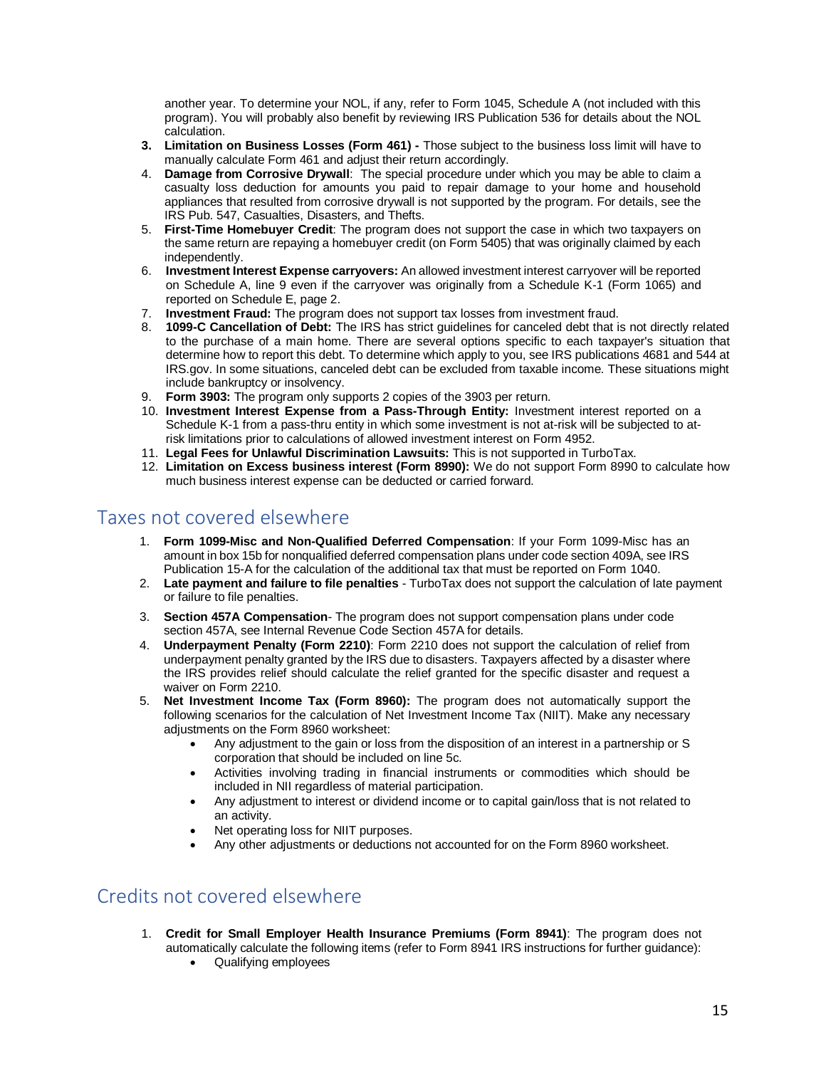another year. To determine your NOL, if any, refer to Form 1045, Schedule A (not included with this program). You will probably also benefit by reviewing IRS Publication 536 for details about the NOL calculation.

3. **Limitation on Business Losses (Form 461) -** Those subject to the business loss limit will have to manually calculate Form 461 and adjust their return accordingly.
4. **Damage from Corrosive Drywall**: The special procedure under which you may be able to claim a casualty loss deduction for amounts you paid to repair damage to your home and household appliances that resulted from corrosive drywall is not supported by the program. For details, see the IRS Pub. 547, Casualties, Disasters, and Thefts.
5. **First-Time Homebuyer Credit**: The program does not support the case in which two taxpayers on the same return are repaying a homebuyer credit (on Form 5405) that was originally claimed by each independently.
6. **Investment Interest Expense carryovers:** An allowed investment interest carryover will be reported on Schedule A, line 9 even if the carryover was originally from a Schedule K-1 (Form 1065) and reported on Schedule E, page 2.
7. **Investment Fraud:** The program does not support tax losses from investment fraud.
8. **1099-C Cancellation of Debt:** The IRS has strict guidelines for canceled debt that is not directly related to the purchase of a main home. There are several options specific to each taxpayer's situation that determine how to report this debt. To determine which apply to you, see IRS publications 4681 and 544 at IRS.gov. In some situations, canceled debt can be excluded from taxable income. These situations might include bankruptcy or insolvency.
9. **Form 3903:** The program only supports 2 copies of the 3903 per return.
10. **Investment Interest Expense from a Pass-Through Entity:** Investment interest reported on a Schedule K-1 from a pass-thru entity in which some investment is not at-risk will be subjected to at-risk limitations prior to calculations of allowed investment interest on Form 4952.
11. **Legal Fees for Unlawful Discrimination Lawsuits:** This is not supported in TurboTax.
12. **Limitation on Excess business interest (Form 8990):** We do not support Form 8990 to calculate how much business interest expense can be deducted or carried forward.

## Taxes not covered elsewhere

1. **Form 1099-Misc and Non-Qualified Deferred Compensation**: If your Form 1099-Misc has an amount in box 15b for nonqualified deferred compensation plans under code section 409A, see IRS Publication 15-A for the calculation of the additional tax that must be reported on Form 1040.
2. **Late payment and failure to file penalties** - TurboTax does not support the calculation of late payment or failure to file penalties.
3. **Section 457A Compensation**- The program does not support compensation plans under code section 457A, see Internal Revenue Code Section 457A for details.
4. **Underpayment Penalty (Form 2210)**: Form 2210 does not support the calculation of relief from underpayment penalty granted by the IRS due to disasters. Taxpayers affected by a disaster where the IRS provides relief should calculate the relief granted for the specific disaster and request a waiver on Form 2210.
5. **Net Investment Income Tax (Form 8960):** The program does not automatically support the following scenarios for the calculation of Net Investment Income Tax (NIIT). Make any necessary adjustments on the Form 8960 worksheet:
   - Any adjustment to the gain or loss from the disposition of an interest in a partnership or S corporation that should be included on line 5c.
   - Activities involving trading in financial instruments or commodities which should be included in NII regardless of material participation.
   - Any adjustment to interest or dividend income or to capital gain/loss that is not related to an activity.
   - Net operating loss for NIIT purposes.
   - Any other adjustments or deductions not accounted for on the Form 8960 worksheet.

## Credits not covered elsewhere

1. **Credit for Small Employer Health Insurance Premiums (Form 8941)**: The program does not automatically calculate the following items (refer to Form 8941 IRS instructions for further guidance):
   - Qualifying employees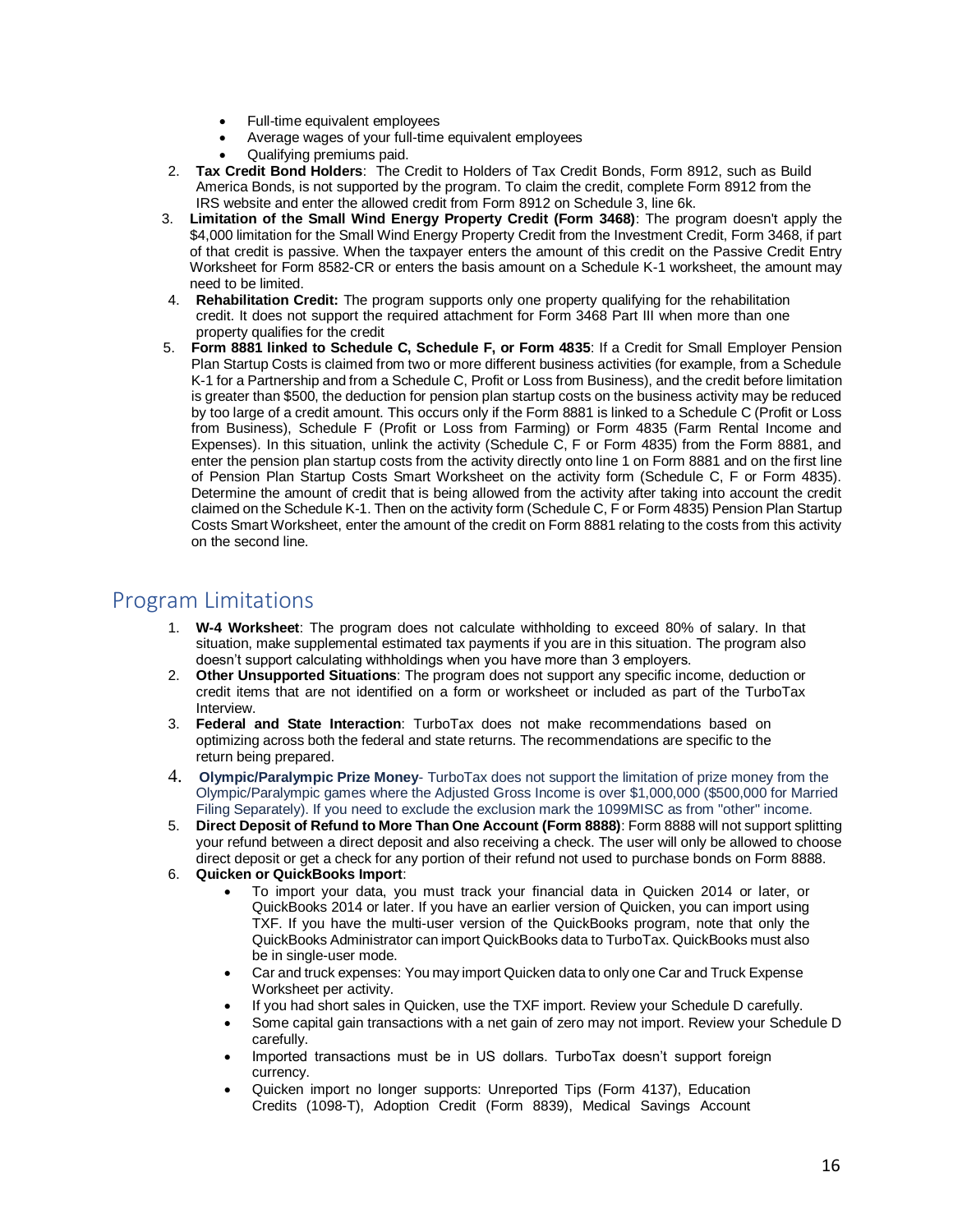- Full-time equivalent employees
- Average wages of your full-time equivalent employees
- Qualifying premiums paid.

2. **Tax Credit Bond Holders**: The Credit to Holders of Tax Credit Bonds, Form 8912, such as Build America Bonds, is not supported by the program. To claim the credit, complete Form 8912 from the IRS website and enter the allowed credit from Form 8912 on Schedule 3, line 6k.
3. **Limitation of the Small Wind Energy Property Credit (Form 3468)**: The program doesn't apply the $4,000 limitation for the Small Wind Energy Property Credit from the Investment Credit, Form 3468, if part of that credit is passive. When the taxpayer enters the amount of this credit on the Passive Credit Entry Worksheet for Form 8582-CR or enters the basis amount on a Schedule K-1 worksheet, the amount may need to be limited.
4. **Rehabilitation Credit:** The program supports only one property qualifying for the rehabilitation credit. It does not support the required attachment for Form 3468 Part III when more than one property qualifies for the credit
5. **Form 8881 linked to Schedule C, Schedule F, or Form 4835**: If a Credit for Small Employer Pension Plan Startup Costs is claimed from two or more different business activities (for example, from a Schedule K-1 for a Partnership and from a Schedule C, Profit or Loss from Business), and the credit before limitation is greater than $500, the deduction for pension plan startup costs on the business activity may be reduced by too large of a credit amount. This occurs only if the Form 8881 is linked to a Schedule C (Profit or Loss from Business), Schedule F (Profit or Loss from Farming) or Form 4835 (Farm Rental Income and Expenses). In this situation, unlink the activity (Schedule C, F or Form 4835) from the Form 8881, and enter the pension plan startup costs from the activity directly onto line 1 on Form 8881 and on the first line of Pension Plan Startup Costs Smart Worksheet on the activity form (Schedule C, F or Form 4835). Determine the amount of credit that is being allowed from the activity after taking into account the credit claimed on the Schedule K-1. Then on the activity form (Schedule C, F or Form 4835) Pension Plan Startup Costs Smart Worksheet, enter the amount of the credit on Form 8881 relating to the costs from this activity on the second line.

## Program Limitations

1. **W-4 Worksheet**: The program does not calculate withholding to exceed 80% of salary. In that situation, make supplemental estimated tax payments if you are in this situation. The program also doesn't support calculating withholdings when you have more than 3 employers.
2. **Other Unsupported Situations**: The program does not support any specific income, deduction or credit items that are not identified on a form or worksheet or included as part of the TurboTax Interview.
3. **Federal and State Interaction**: TurboTax does not make recommendations based on optimizing across both the federal and state returns. The recommendations are specific to the return being prepared.
4. **Olympic/Paralympic Prize Money**- TurboTax does not support the limitation of prize money from the Olympic/Paralympic games where the Adjusted Gross Income is over $1,000,000 ($500,000 for Married Filing Separately). If you need to exclude the exclusion mark the 1099MISC as from "other" income.
5. **Direct Deposit of Refund to More Than One Account (Form 8888)**: Form 8888 will not support splitting your refund between a direct deposit and also receiving a check. The user will only be allowed to choose direct deposit or get a check for any portion of their refund not used to purchase bonds on Form 8888.
6. **Quicken or QuickBooks Import**:
   - To import your data, you must track your financial data in Quicken 2014 or later, or QuickBooks 2014 or later. If you have an earlier version of Quicken, you can import using TXF. If you have the multi-user version of the QuickBooks program, note that only the QuickBooks Administrator can import QuickBooks data to TurboTax. QuickBooks must also be in single-user mode.
   - Car and truck expenses: You may import Quicken data to only one Car and Truck Expense Worksheet per activity.
   - If you had short sales in Quicken, use the TXF import. Review your Schedule D carefully.
   - Some capital gain transactions with a net gain of zero may not import. Review your Schedule D carefully.
   - Imported transactions must be in US dollars. TurboTax doesn't support foreign currency.
   - Quicken import no longer supports: Unreported Tips (Form 4137), Education Credits (1098-T), Adoption Credit (Form 8839), Medical Savings Account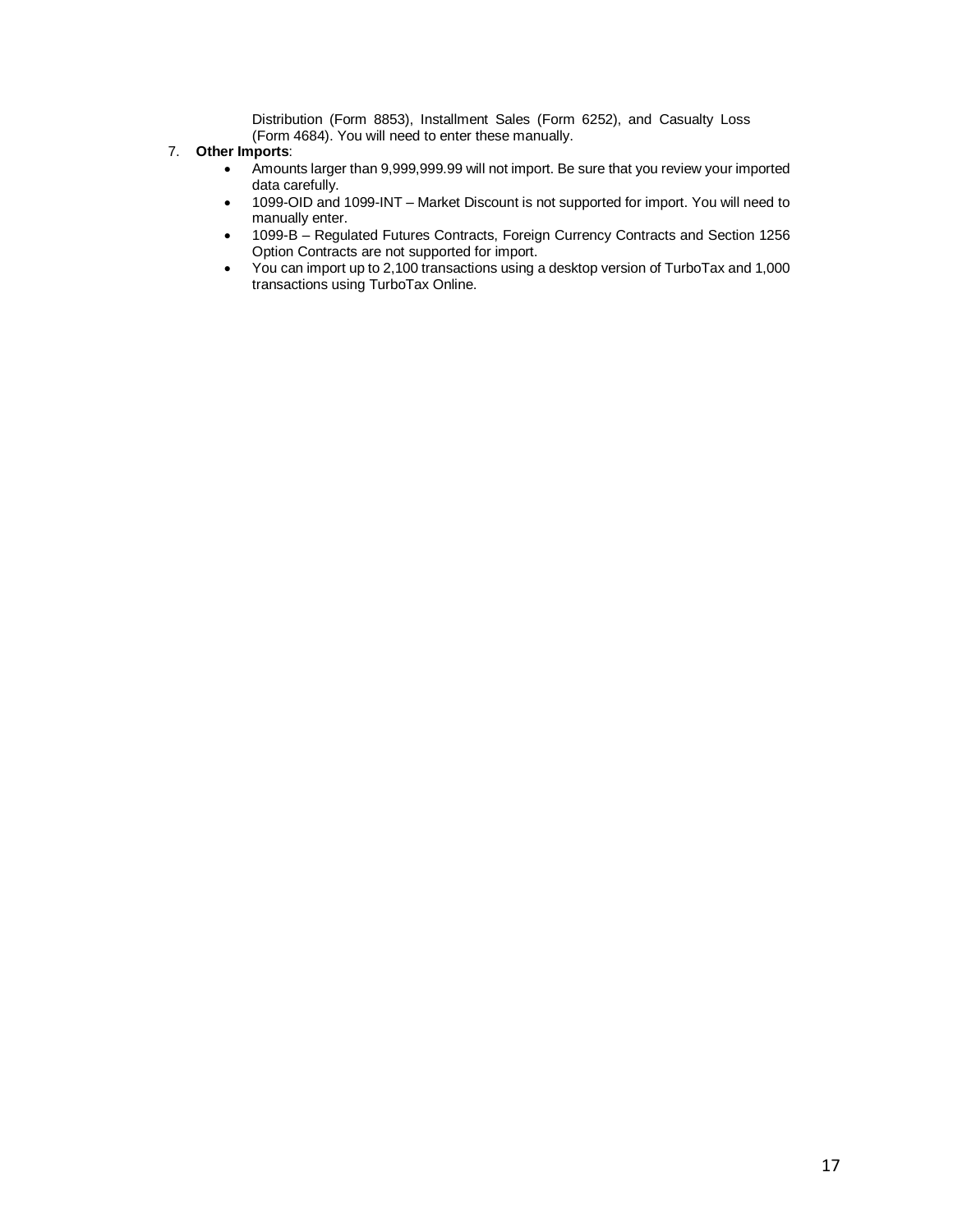Distribution (Form 8853), Installment Sales (Form 6252), and Casualty Loss (Form 4684). You will need to enter these manually.

7. **Other Imports**:
    - Amounts larger than 9,999,999.99 will not import. Be sure that you review your imported data carefully.
    - 1099-OID and 1099-INT – Market Discount is not supported for import. You will need to manually enter.
    - 1099-B – Regulated Futures Contracts, Foreign Currency Contracts and Section 1256 Option Contracts are not supported for import.
    - You can import up to 2,100 transactions using a desktop version of TurboTax and 1,000 transactions using TurboTax Online.